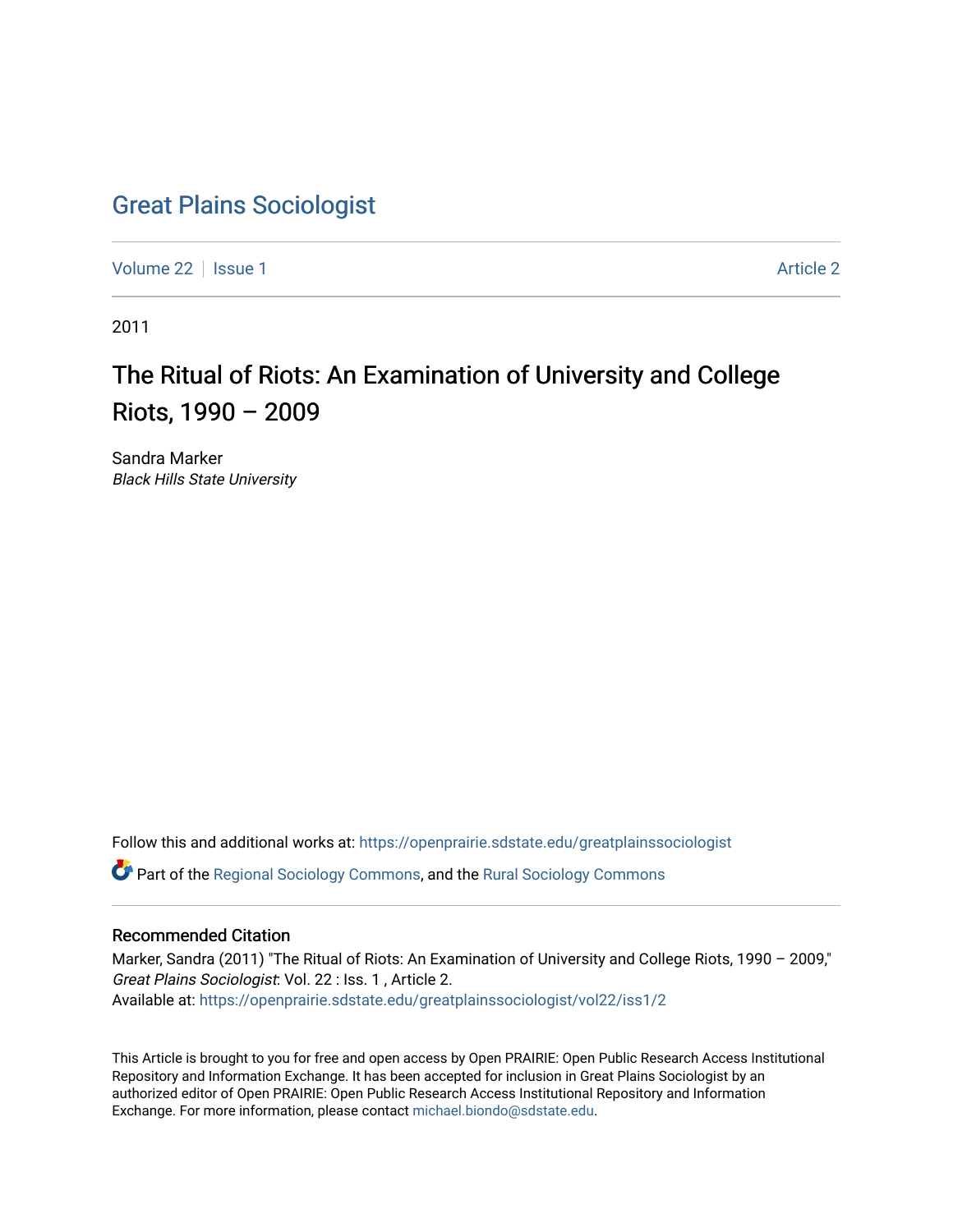# Great Plains Sociologist

Volume 22 | Issue 1 Article 2

2011

## The Ritual of Riots: An Examination of University and College Riots, 1990 – 2009

Sandra Marker
*Black Hills State University*

Follow this and additional works at: https://openprairie.sdstate.edu/greatplainssociologist

Part of the Regional Sociology Commons, and the Rural Sociology Commons

### Recommended Citation

Marker, Sandra (2011) "The Ritual of Riots: An Examination of University and College Riots, 1990 – 2009," *Great Plains Sociologist*: Vol. 22 : Iss. 1 , Article 2.
Available at: https://openprairie.sdstate.edu/greatplainssociologist/vol22/iss1/2

This Article is brought to you for free and open access by Open PRAIRIE: Open Public Research Access Institutional Repository and Information Exchange. It has been accepted for inclusion in Great Plains Sociologist by an authorized editor of Open PRAIRIE: Open Public Research Access Institutional Repository and Information Exchange. For more information, please contact michael.biondo@sdstate.edu.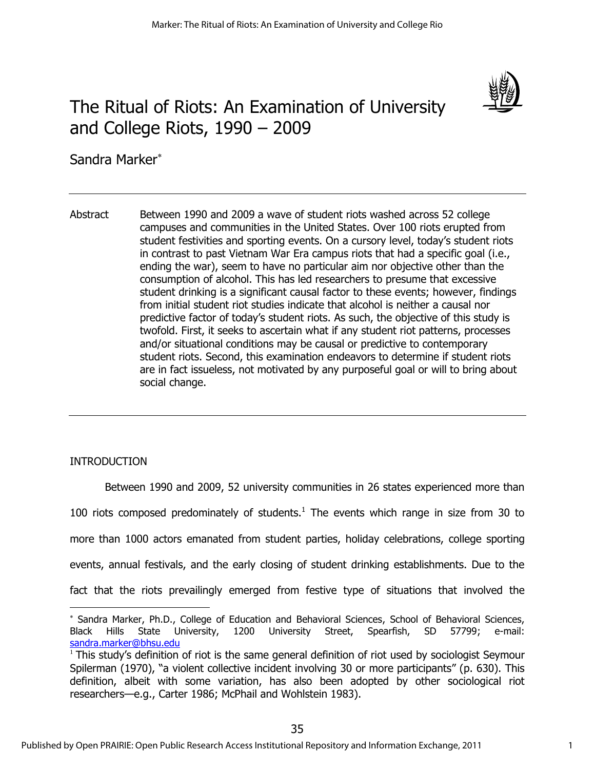# The Ritual of Riots: An Examination of University and College Riots, 1990 – 2009

Sandra Marker*

Abstract Between 1990 and 2009 a wave of student riots washed across 52 college campuses and communities in the United States. Over 100 riots erupted from student festivities and sporting events. On a cursory level, today's student riots in contrast to past Vietnam War Era campus riots that had a specific goal (i.e., ending the war), seem to have no particular aim nor objective other than the consumption of alcohol. This has led researchers to presume that excessive student drinking is a significant causal factor to these events; however, findings from initial student riot studies indicate that alcohol is neither a causal nor predictive factor of today's student riots. As such, the objective of this study is twofold. First, it seeks to ascertain what if any student riot patterns, processes and/or situational conditions may be causal or predictive to contemporary student riots. Second, this examination endeavors to determine if student riots are in fact issueless, not motivated by any purposeful goal or will to bring about social change.

## INTRODUCTION

Between 1990 and 2009, 52 university communities in 26 states experienced more than 100 riots composed predominately of students.[1] The events which range in size from 30 to more than 1000 actors emanated from student parties, holiday celebrations, college sporting events, annual festivals, and the early closing of student drinking establishments. Due to the fact that the riots prevailingly emerged from festive type of situations that involved the

---

* Sandra Marker, Ph.D., College of Education and Behavioral Sciences, School of Behavioral Sciences, Black Hills State University, 1200 University Street, Spearfish, SD 57799; e-mail: sandra.marker@bhsu.edu

[1] This study's definition of riot is the same general definition of riot used by sociologist Seymour Spilerman (1970), "a violent collective incident involving 30 or more participants" (p. 630). This definition, albeit with some variation, has also been adopted by other sociological riot researchers—e.g., Carter 1986; McPhail and Wohlstein 1983).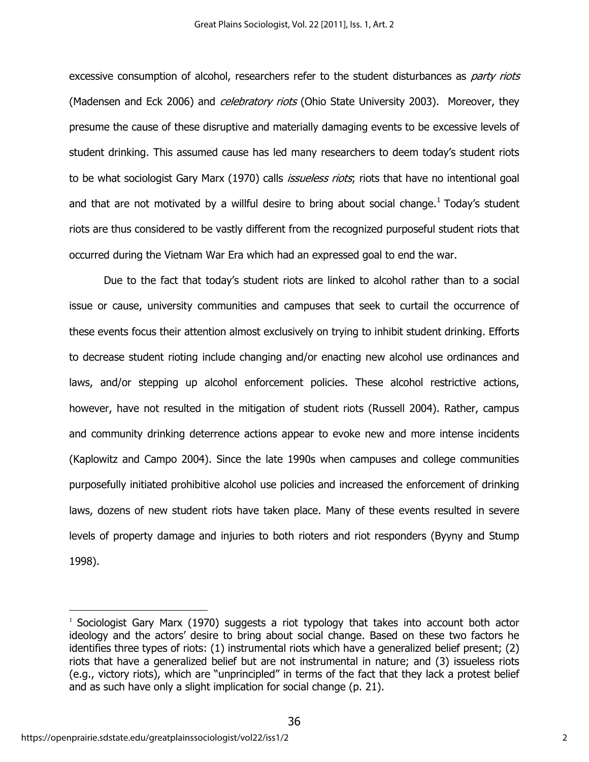excessive consumption of alcohol, researchers refer to the student disturbances as *party riots* (Madensen and Eck 2006) and *celebratory riots* (Ohio State University 2003). Moreover, they presume the cause of these disruptive and materially damaging events to be excessive levels of student drinking. This assumed cause has led many researchers to deem today's student riots to be what sociologist Gary Marx (1970) calls *issueless riots*; riots that have no intentional goal and that are not motivated by a willful desire to bring about social change.[1] Today's student riots are thus considered to be vastly different from the recognized purposeful student riots that occurred during the Vietnam War Era which had an expressed goal to end the war.

Due to the fact that today's student riots are linked to alcohol rather than to a social issue or cause, university communities and campuses that seek to curtail the occurrence of these events focus their attention almost exclusively on trying to inhibit student drinking. Efforts to decrease student rioting include changing and/or enacting new alcohol use ordinances and laws, and/or stepping up alcohol enforcement policies. These alcohol restrictive actions, however, have not resulted in the mitigation of student riots (Russell 2004). Rather, campus and community drinking deterrence actions appear to evoke new and more intense incidents (Kaplowitz and Campo 2004). Since the late 1990s when campuses and college communities purposefully initiated prohibitive alcohol use policies and increased the enforcement of drinking laws, dozens of new student riots have taken place. Many of these events resulted in severe levels of property damage and injuries to both rioters and riot responders (Byyny and Stump 1998).

[1] Sociologist Gary Marx (1970) suggests a riot typology that takes into account both actor ideology and the actors' desire to bring about social change. Based on these two factors he identifies three types of riots: (1) instrumental riots which have a generalized belief present; (2) riots that have a generalized belief but are not instrumental in nature; and (3) issueless riots (e.g., victory riots), which are "unprincipled" in terms of the fact that they lack a protest belief and as such have only a slight implication for social change (p. 21).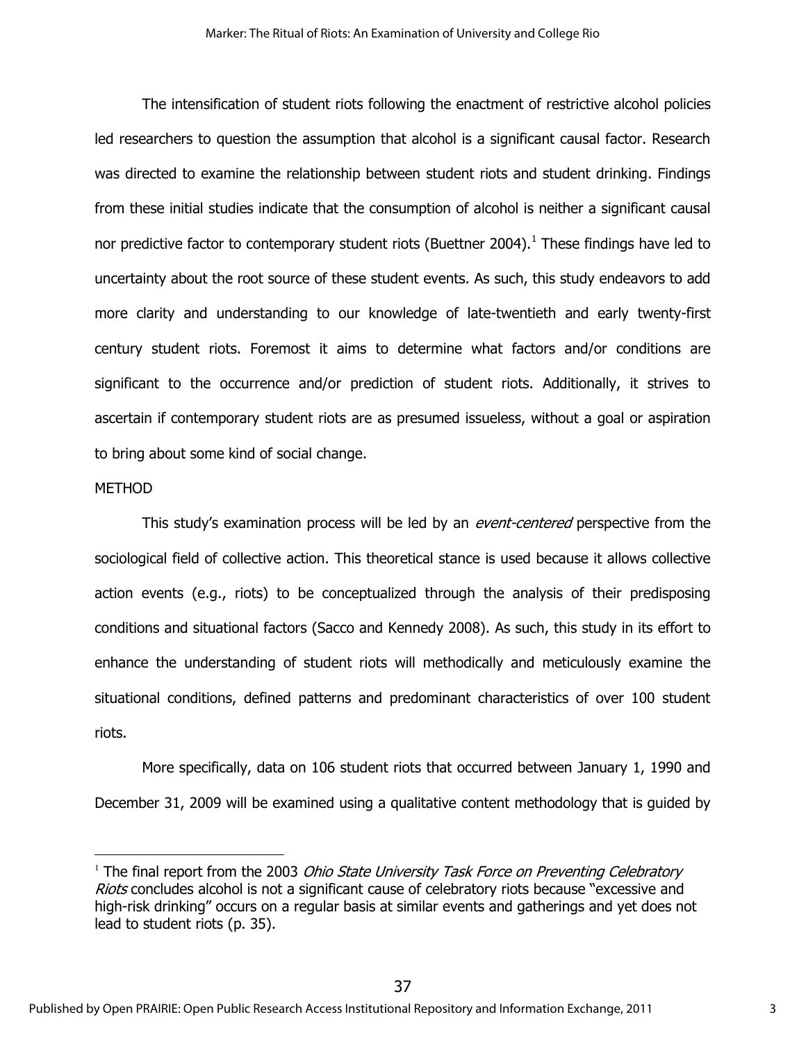The intensification of student riots following the enactment of restrictive alcohol policies led researchers to question the assumption that alcohol is a significant causal factor. Research was directed to examine the relationship between student riots and student drinking. Findings from these initial studies indicate that the consumption of alcohol is neither a significant causal nor predictive factor to contemporary student riots (Buettner 2004).[1] These findings have led to uncertainty about the root source of these student events. As such, this study endeavors to add more clarity and understanding to our knowledge of late-twentieth and early twenty-first century student riots. Foremost it aims to determine what factors and/or conditions are significant to the occurrence and/or prediction of student riots. Additionally, it strives to ascertain if contemporary student riots are as presumed issueless, without a goal or aspiration to bring about some kind of social change.

## METHOD

This study's examination process will be led by an *event-centered* perspective from the sociological field of collective action. This theoretical stance is used because it allows collective action events (e.g., riots) to be conceptualized through the analysis of their predisposing conditions and situational factors (Sacco and Kennedy 2008). As such, this study in its effort to enhance the understanding of student riots will methodically and meticulously examine the situational conditions, defined patterns and predominant characteristics of over 100 student riots.

More specifically, data on 106 student riots that occurred between January 1, 1990 and December 31, 2009 will be examined using a qualitative content methodology that is guided by

[1] The final report from the 2003 *Ohio State University Task Force on Preventing Celebratory Riots* concludes alcohol is not a significant cause of celebratory riots because "excessive and high-risk drinking" occurs on a regular basis at similar events and gatherings and yet does not lead to student riots (p. 35).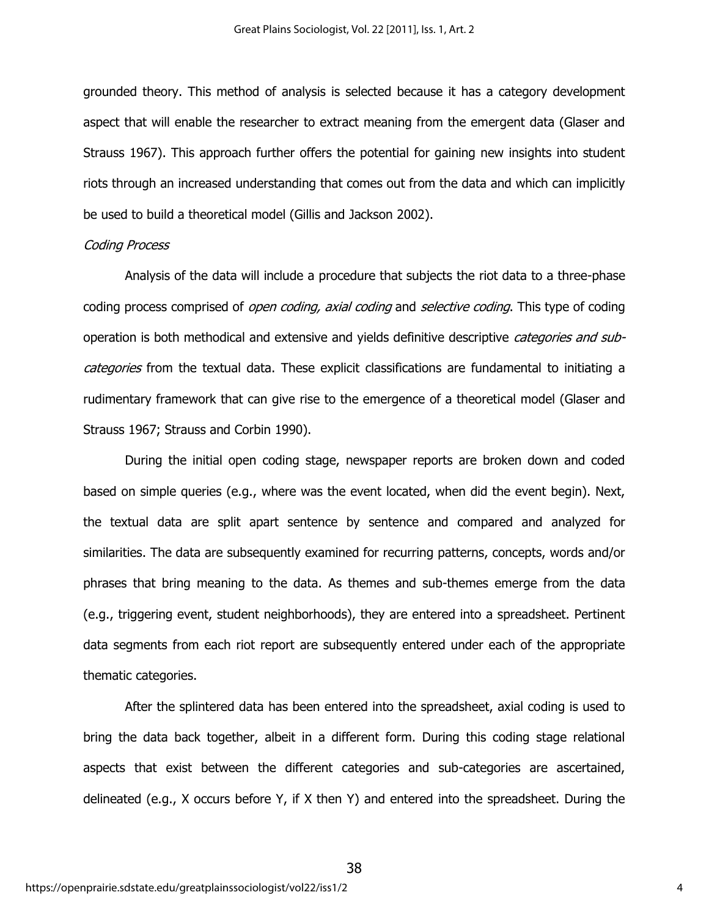grounded theory. This method of analysis is selected because it has a category development aspect that will enable the researcher to extract meaning from the emergent data (Glaser and Strauss 1967). This approach further offers the potential for gaining new insights into student riots through an increased understanding that comes out from the data and which can implicitly be used to build a theoretical model (Gillis and Jackson 2002).

*Coding Process*

Analysis of the data will include a procedure that subjects the riot data to a three-phase coding process comprised of *open coding, axial coding* and *selective coding*. This type of coding operation is both methodical and extensive and yields definitive descriptive *categories and sub-categories* from the textual data. These explicit classifications are fundamental to initiating a rudimentary framework that can give rise to the emergence of a theoretical model (Glaser and Strauss 1967; Strauss and Corbin 1990).

During the initial open coding stage, newspaper reports are broken down and coded based on simple queries (e.g., where was the event located, when did the event begin). Next, the textual data are split apart sentence by sentence and compared and analyzed for similarities. The data are subsequently examined for recurring patterns, concepts, words and/or phrases that bring meaning to the data. As themes and sub-themes emerge from the data (e.g., triggering event, student neighborhoods), they are entered into a spreadsheet. Pertinent data segments from each riot report are subsequently entered under each of the appropriate thematic categories.

After the splintered data has been entered into the spreadsheet, axial coding is used to bring the data back together, albeit in a different form. During this coding stage relational aspects that exist between the different categories and sub-categories are ascertained, delineated (e.g., X occurs before Y, if X then Y) and entered into the spreadsheet. During the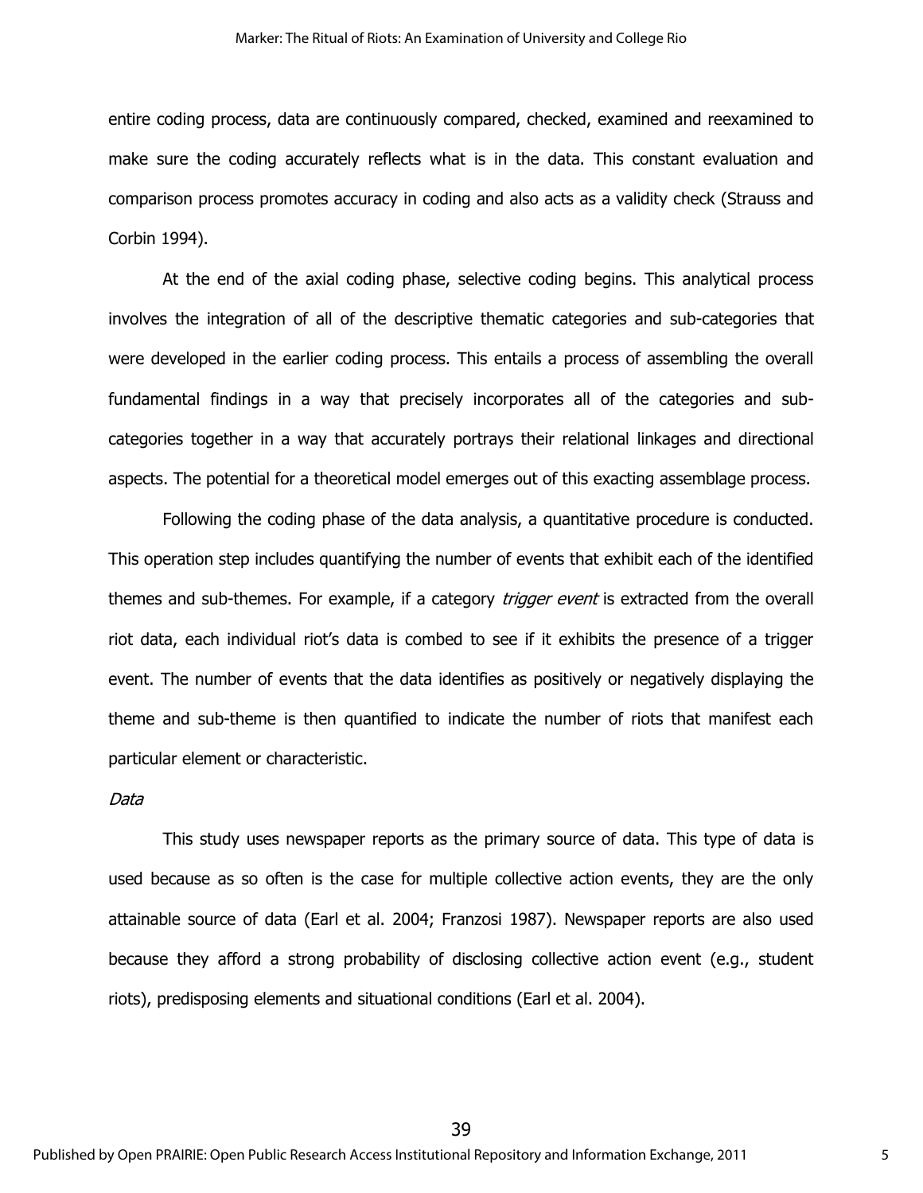entire coding process, data are continuously compared, checked, examined and reexamined to make sure the coding accurately reflects what is in the data. This constant evaluation and comparison process promotes accuracy in coding and also acts as a validity check (Strauss and Corbin 1994).

At the end of the axial coding phase, selective coding begins. This analytical process involves the integration of all of the descriptive thematic categories and sub-categories that were developed in the earlier coding process. This entails a process of assembling the overall fundamental findings in a way that precisely incorporates all of the categories and sub-categories together in a way that accurately portrays their relational linkages and directional aspects. The potential for a theoretical model emerges out of this exacting assemblage process.

Following the coding phase of the data analysis, a quantitative procedure is conducted. This operation step includes quantifying the number of events that exhibit each of the identified themes and sub-themes. For example, if a category *trigger event* is extracted from the overall riot data, each individual riot's data is combed to see if it exhibits the presence of a trigger event. The number of events that the data identifies as positively or negatively displaying the theme and sub-theme is then quantified to indicate the number of riots that manifest each particular element or characteristic.

*Data*

This study uses newspaper reports as the primary source of data. This type of data is used because as so often is the case for multiple collective action events, they are the only attainable source of data (Earl et al. 2004; Franzosi 1987). Newspaper reports are also used because they afford a strong probability of disclosing collective action event (e.g., student riots), predisposing elements and situational conditions (Earl et al. 2004).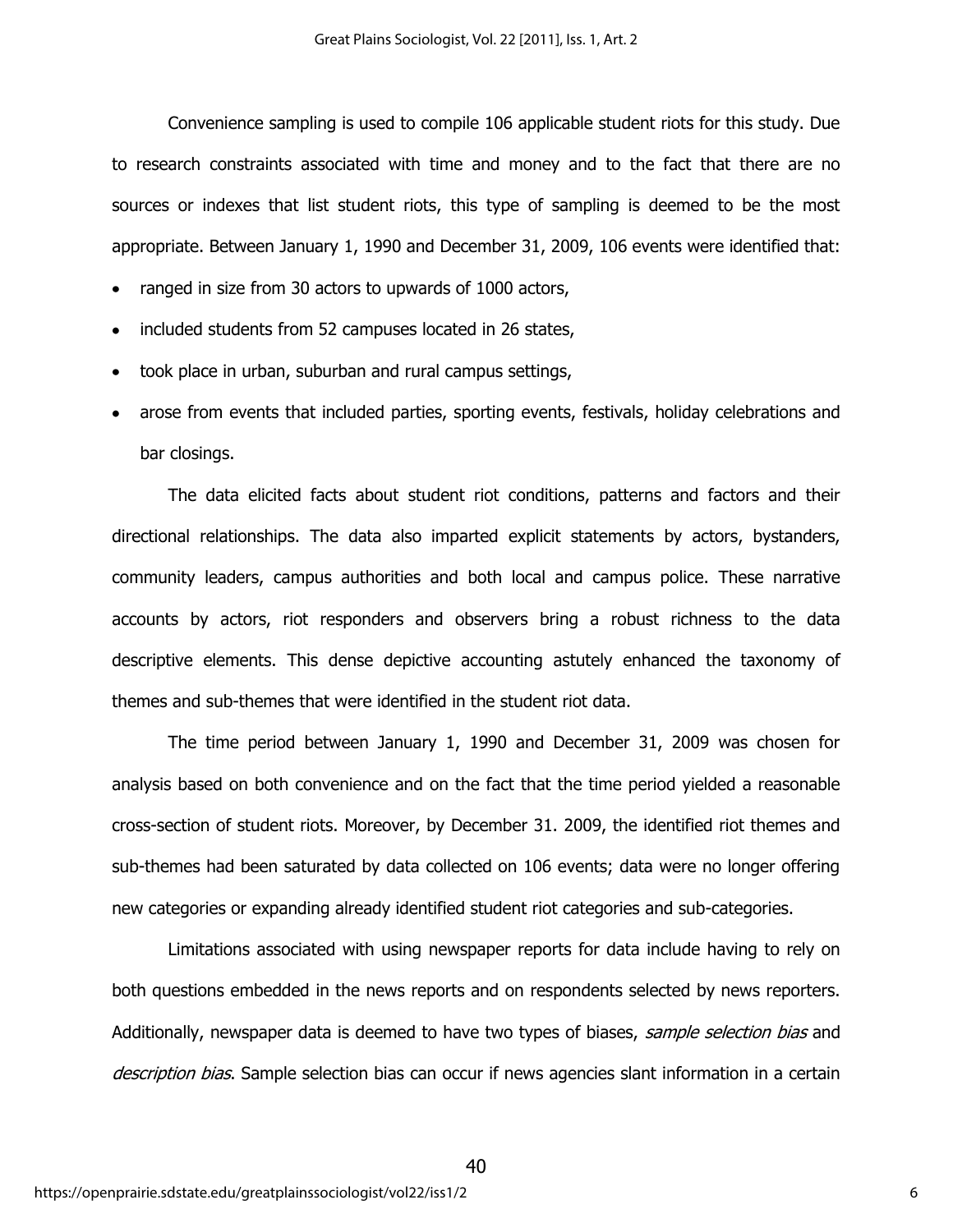Convenience sampling is used to compile 106 applicable student riots for this study. Due to research constraints associated with time and money and to the fact that there are no sources or indexes that list student riots, this type of sampling is deemed to be the most appropriate. Between January 1, 1990 and December 31, 2009, 106 events were identified that:

- ranged in size from 30 actors to upwards of 1000 actors,
- included students from 52 campuses located in 26 states,
- took place in urban, suburban and rural campus settings,
- arose from events that included parties, sporting events, festivals, holiday celebrations and bar closings.

The data elicited facts about student riot conditions, patterns and factors and their directional relationships. The data also imparted explicit statements by actors, bystanders, community leaders, campus authorities and both local and campus police. These narrative accounts by actors, riot responders and observers bring a robust richness to the data descriptive elements. This dense depictive accounting astutely enhanced the taxonomy of themes and sub-themes that were identified in the student riot data.

The time period between January 1, 1990 and December 31, 2009 was chosen for analysis based on both convenience and on the fact that the time period yielded a reasonable cross-section of student riots. Moreover, by December 31. 2009, the identified riot themes and sub-themes had been saturated by data collected on 106 events; data were no longer offering new categories or expanding already identified student riot categories and sub-categories.

Limitations associated with using newspaper reports for data include having to rely on both questions embedded in the news reports and on respondents selected by news reporters. Additionally, newspaper data is deemed to have two types of biases, *sample selection bias* and *description bias*. Sample selection bias can occur if news agencies slant information in a certain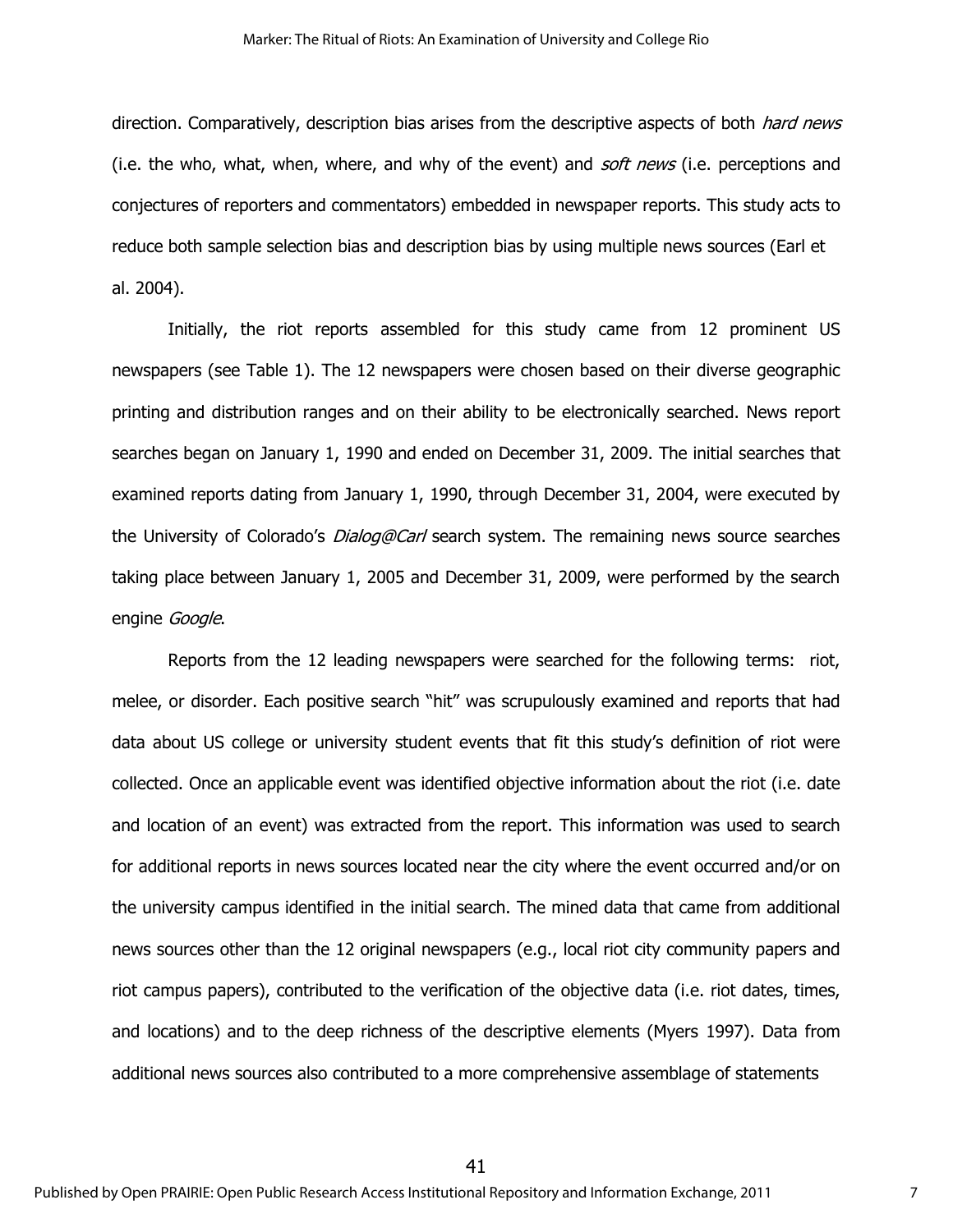direction. Comparatively, description bias arises from the descriptive aspects of both *hard news* (i.e. the who, what, when, where, and why of the event) and *soft news* (i.e. perceptions and conjectures of reporters and commentators) embedded in newspaper reports. This study acts to reduce both sample selection bias and description bias by using multiple news sources (Earl et al. 2004).

Initially, the riot reports assembled for this study came from 12 prominent US newspapers (see Table 1). The 12 newspapers were chosen based on their diverse geographic printing and distribution ranges and on their ability to be electronically searched. News report searches began on January 1, 1990 and ended on December 31, 2009. The initial searches that examined reports dating from January 1, 1990, through December 31, 2004, were executed by the University of Colorado's *Dialog@Carl* search system. The remaining news source searches taking place between January 1, 2005 and December 31, 2009, were performed by the search engine *Google*.

Reports from the 12 leading newspapers were searched for the following terms: riot, melee, or disorder. Each positive search "hit" was scrupulously examined and reports that had data about US college or university student events that fit this study's definition of riot were collected. Once an applicable event was identified objective information about the riot (i.e. date and location of an event) was extracted from the report. This information was used to search for additional reports in news sources located near the city where the event occurred and/or on the university campus identified in the initial search. The mined data that came from additional news sources other than the 12 original newspapers (e.g., local riot city community papers and riot campus papers), contributed to the verification of the objective data (i.e. riot dates, times, and locations) and to the deep richness of the descriptive elements (Myers 1997). Data from additional news sources also contributed to a more comprehensive assemblage of statements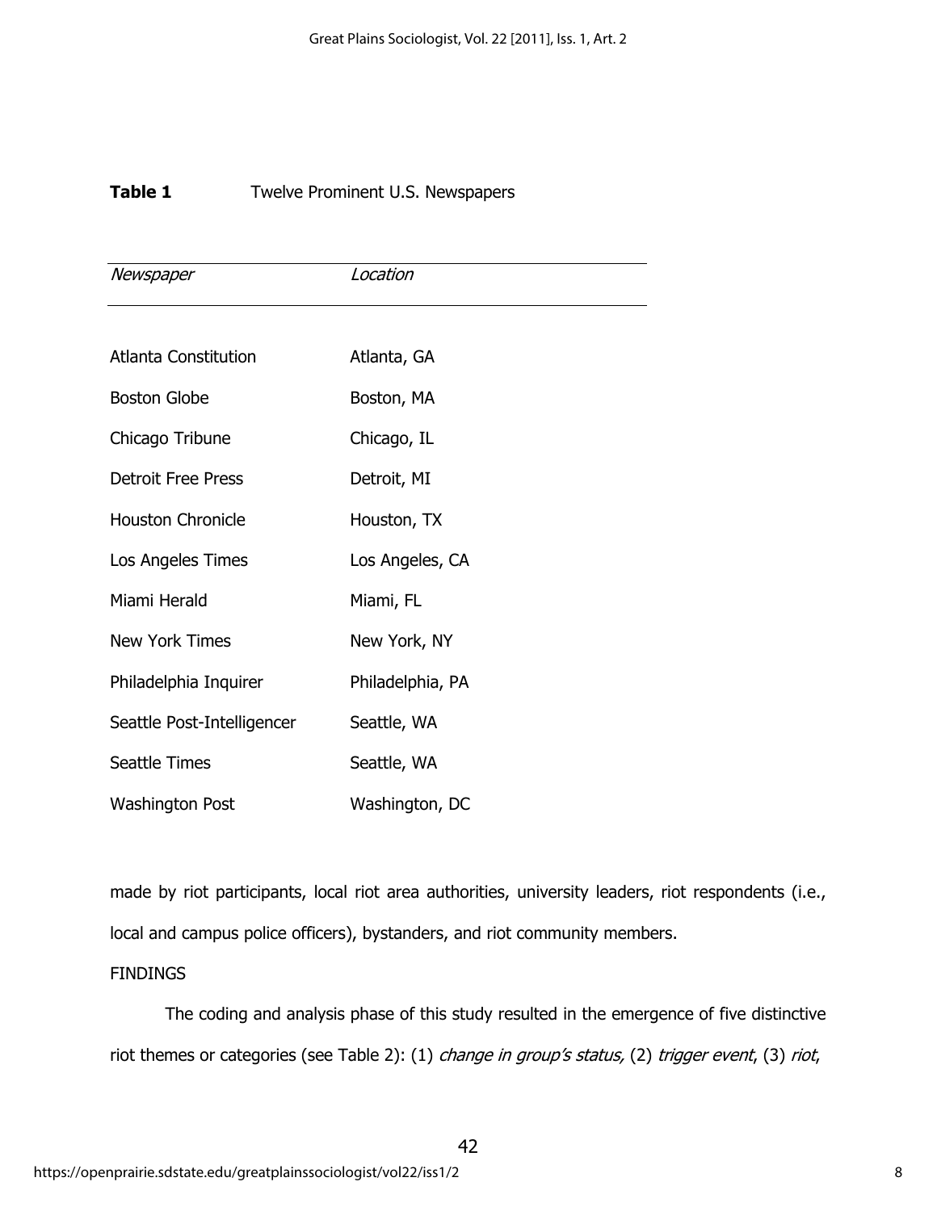**Table 1** Twelve Prominent U.S. Newspapers

| *Newspaper* | *Location* |
|---|---|
| Atlanta Constitution | Atlanta, GA |
| Boston Globe | Boston, MA |
| Chicago Tribune | Chicago, IL |
| Detroit Free Press | Detroit, MI |
| Houston Chronicle | Houston, TX |
| Los Angeles Times | Los Angeles, CA |
| Miami Herald | Miami, FL |
| New York Times | New York, NY |
| Philadelphia Inquirer | Philadelphia, PA |
| Seattle Post-Intelligencer | Seattle, WA |
| Seattle Times | Seattle, WA |
| Washington Post | Washington, DC |

made by riot participants, local riot area authorities, university leaders, riot respondents (i.e., local and campus police officers), bystanders, and riot community members.

FINDINGS

The coding and analysis phase of this study resulted in the emergence of five distinctive riot themes or categories (see Table 2): (1) *change in group's status,* (2) *trigger event*, (3) *riot*,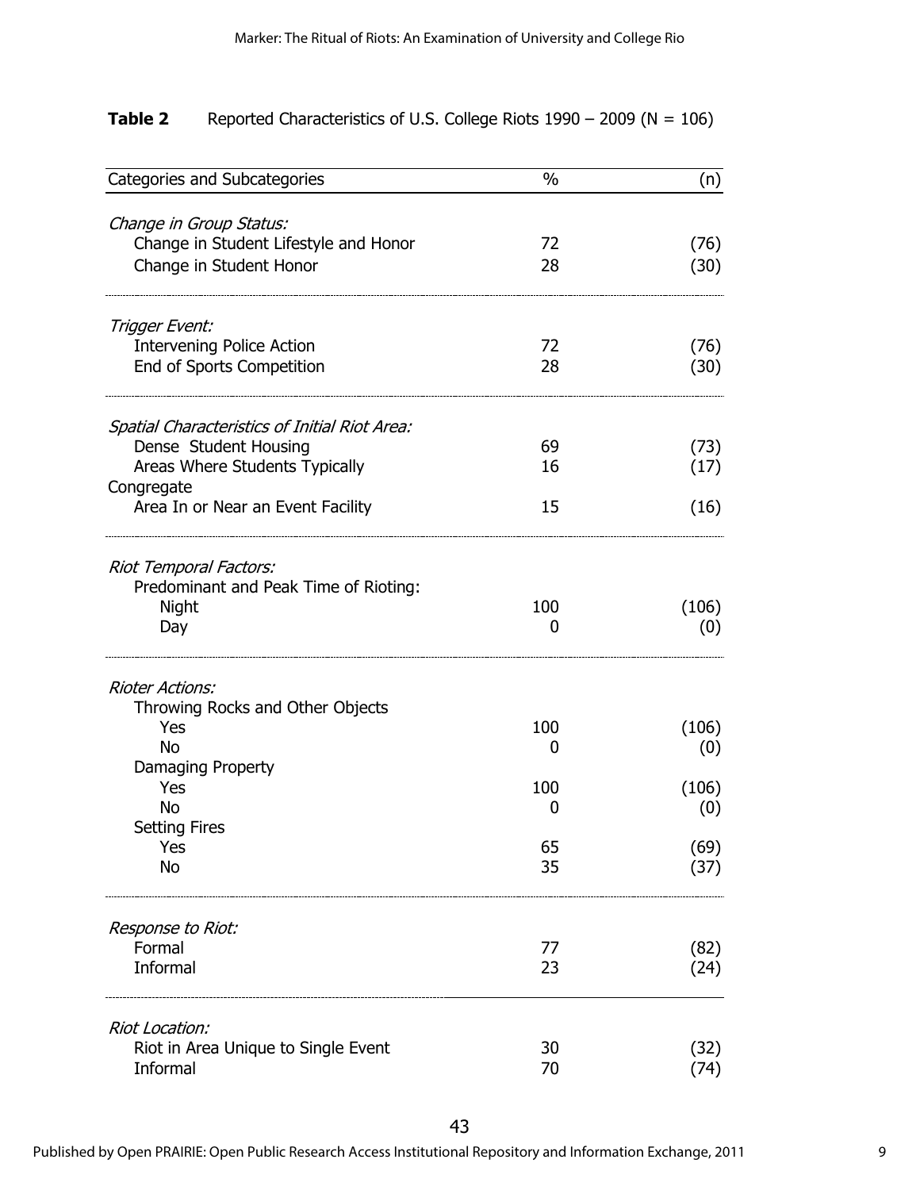**Table 2** Reported Characteristics of U.S. College Riots 1990 – 2009 (N = 106)

| Categories and Subcategories | % | (n) |
|---|---|---|
| *Change in Group Status:* | | |
| Change in Student Lifestyle and Honor | 72 | (76) |
| Change in Student Honor | 28 | (30) |
| *Trigger Event:* | | |
| Intervening Police Action | 72 | (76) |
| End of Sports Competition | 28 | (30) |
| *Spatial Characteristics of Initial Riot Area:* | | |
| Dense Student Housing | 69 | (73) |
| Areas Where Students Typically Congregate | 16 | (17) |
| Area In or Near an Event Facility | 15 | (16) |
| *Riot Temporal Factors:* | | |
| Predominant and Peak Time of Rioting: | | |
| Night | 100 | (106) |
| Day | 0 | (0) |
| *Rioter Actions:* | | |
| Throwing Rocks and Other Objects | | |
| Yes | 100 | (106) |
| No | 0 | (0) |
| Damaging Property | | |
| Yes | 100 | (106) |
| No | 0 | (0) |
| Setting Fires | | |
| Yes | 65 | (69) |
| No | 35 | (37) |
| *Response to Riot:* | | |
| Formal | 77 | (82) |
| Informal | 23 | (24) |
| *Riot Location:* | | |
| Riot in Area Unique to Single Event | 30 | (32) |
| Informal | 70 | (74) |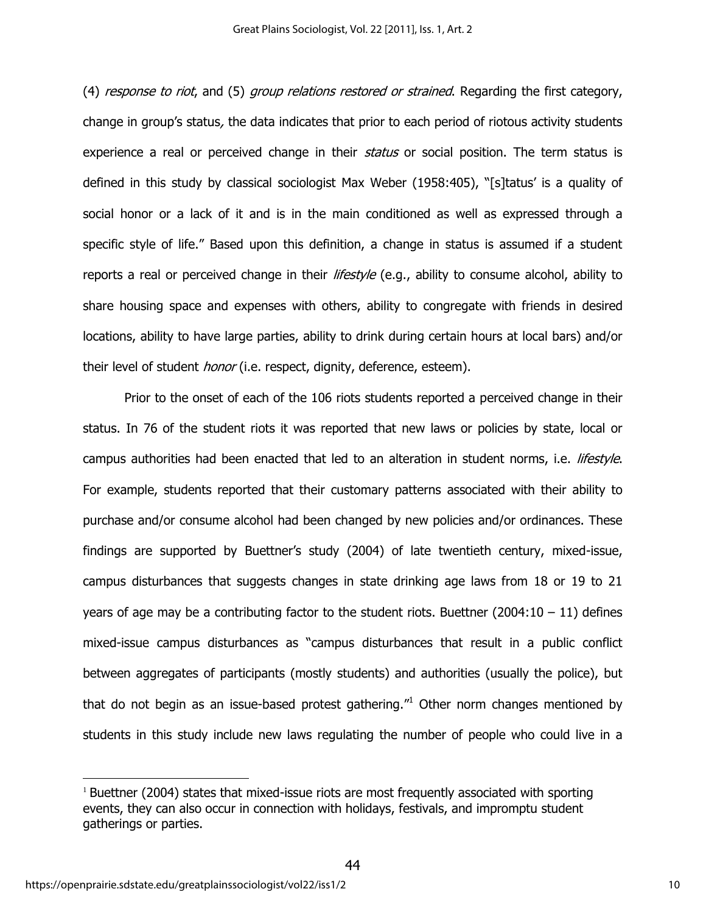(4) *response to riot*, and (5) *group relations restored or strained*. Regarding the first category, change in group's status*,* the data indicates that prior to each period of riotous activity students experience a real or perceived change in their *status* or social position. The term status is defined in this study by classical sociologist Max Weber (1958:405), "[s]tatus' is a quality of social honor or a lack of it and is in the main conditioned as well as expressed through a specific style of life." Based upon this definition, a change in status is assumed if a student reports a real or perceived change in their *lifestyle* (e.g., ability to consume alcohol, ability to share housing space and expenses with others, ability to congregate with friends in desired locations, ability to have large parties, ability to drink during certain hours at local bars) and/or their level of student *honor* (i.e. respect, dignity, deference, esteem).

Prior to the onset of each of the 106 riots students reported a perceived change in their status. In 76 of the student riots it was reported that new laws or policies by state, local or campus authorities had been enacted that led to an alteration in student norms, i.e. *lifestyle*. For example, students reported that their customary patterns associated with their ability to purchase and/or consume alcohol had been changed by new policies and/or ordinances. These findings are supported by Buettner's study (2004) of late twentieth century, mixed-issue, campus disturbances that suggests changes in state drinking age laws from 18 or 19 to 21 years of age may be a contributing factor to the student riots. Buettner (2004:10 – 11) defines mixed-issue campus disturbances as "campus disturbances that result in a public conflict between aggregates of participants (mostly students) and authorities (usually the police), but that do not begin as an issue-based protest gathering."[1] Other norm changes mentioned by students in this study include new laws regulating the number of people who could live in a

[1] Buettner (2004) states that mixed-issue riots are most frequently associated with sporting events, they can also occur in connection with holidays, festivals, and impromptu student gatherings or parties.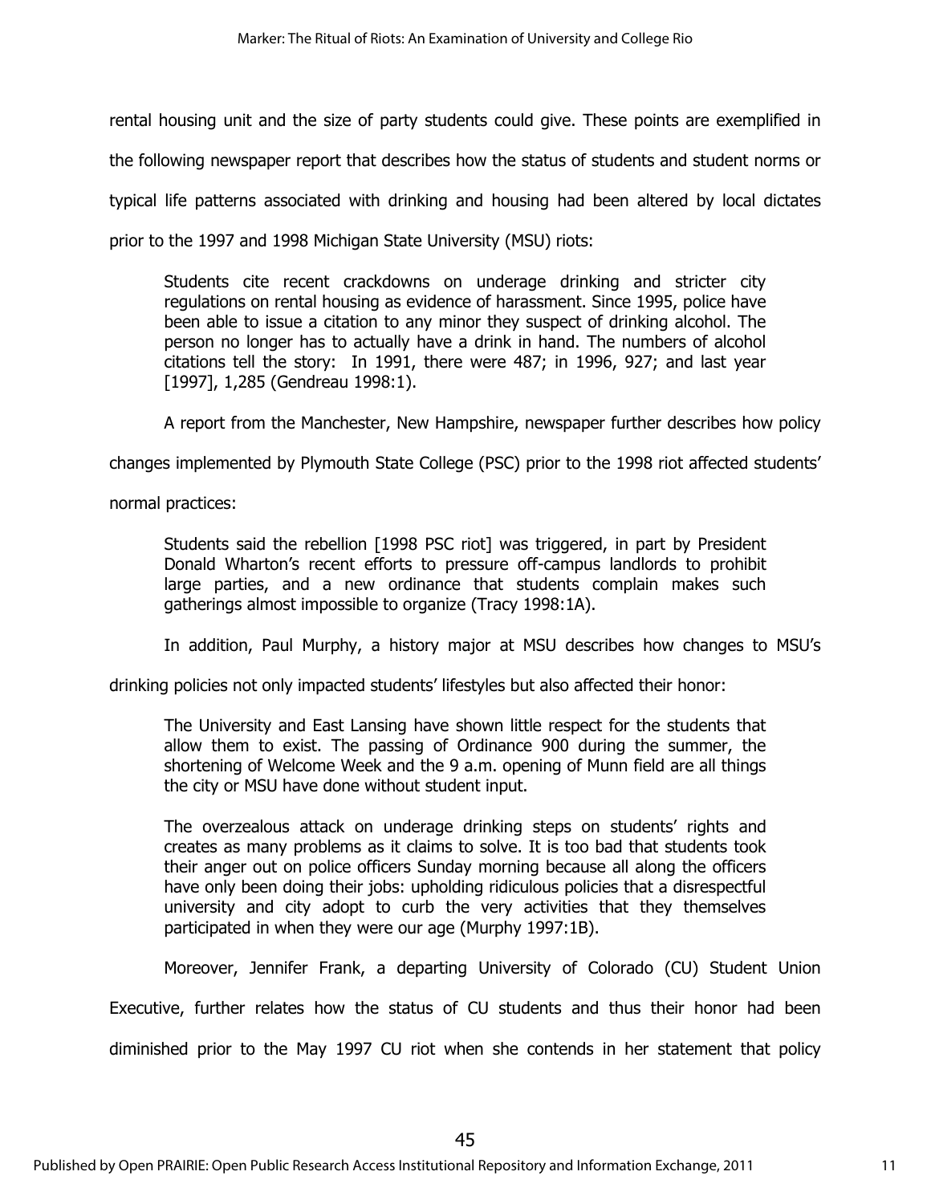rental housing unit and the size of party students could give. These points are exemplified in the following newspaper report that describes how the status of students and student norms or typical life patterns associated with drinking and housing had been altered by local dictates prior to the 1997 and 1998 Michigan State University (MSU) riots:

> Students cite recent crackdowns on underage drinking and stricter city regulations on rental housing as evidence of harassment. Since 1995, police have been able to issue a citation to any minor they suspect of drinking alcohol. The person no longer has to actually have a drink in hand. The numbers of alcohol citations tell the story: In 1991, there were 487; in 1996, 927; and last year [1997], 1,285 (Gendreau 1998:1).

A report from the Manchester, New Hampshire, newspaper further describes how policy changes implemented by Plymouth State College (PSC) prior to the 1998 riot affected students' normal practices:

> Students said the rebellion [1998 PSC riot] was triggered, in part by President Donald Wharton's recent efforts to pressure off-campus landlords to prohibit large parties, and a new ordinance that students complain makes such gatherings almost impossible to organize (Tracy 1998:1A).

In addition, Paul Murphy, a history major at MSU describes how changes to MSU's drinking policies not only impacted students' lifestyles but also affected their honor:

> The University and East Lansing have shown little respect for the students that allow them to exist. The passing of Ordinance 900 during the summer, the shortening of Welcome Week and the 9 a.m. opening of Munn field are all things the city or MSU have done without student input.
>
> The overzealous attack on underage drinking steps on students' rights and creates as many problems as it claims to solve. It is too bad that students took their anger out on police officers Sunday morning because all along the officers have only been doing their jobs: upholding ridiculous policies that a disrespectful university and city adopt to curb the very activities that they themselves participated in when they were our age (Murphy 1997:1B).

Moreover, Jennifer Frank, a departing University of Colorado (CU) Student Union Executive, further relates how the status of CU students and thus their honor had been diminished prior to the May 1997 CU riot when she contends in her statement that policy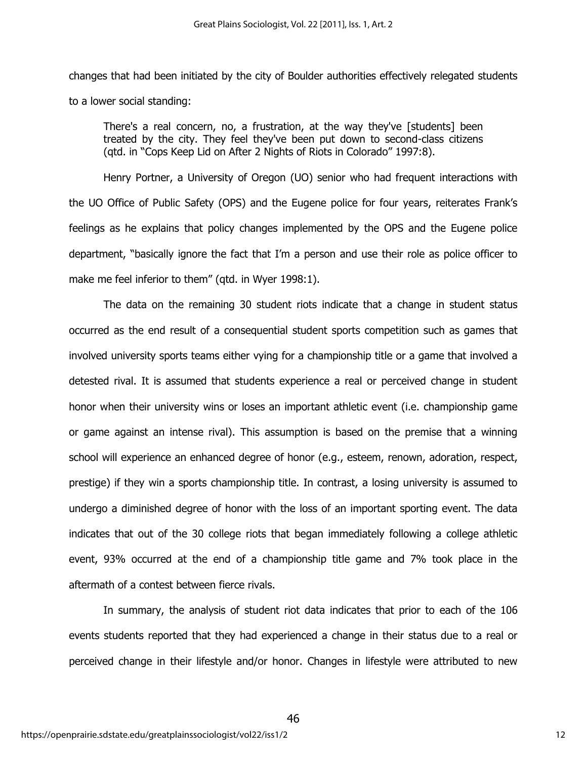changes that had been initiated by the city of Boulder authorities effectively relegated students to a lower social standing:

> There's a real concern, no, a frustration, at the way they've [students] been treated by the city. They feel they've been put down to second-class citizens (qtd. in "Cops Keep Lid on After 2 Nights of Riots in Colorado" 1997:8).

Henry Portner, a University of Oregon (UO) senior who had frequent interactions with the UO Office of Public Safety (OPS) and the Eugene police for four years, reiterates Frank's feelings as he explains that policy changes implemented by the OPS and the Eugene police department, "basically ignore the fact that I'm a person and use their role as police officer to make me feel inferior to them" (qtd. in Wyer 1998:1).

The data on the remaining 30 student riots indicate that a change in student status occurred as the end result of a consequential student sports competition such as games that involved university sports teams either vying for a championship title or a game that involved a detested rival. It is assumed that students experience a real or perceived change in student honor when their university wins or loses an important athletic event (i.e. championship game or game against an intense rival). This assumption is based on the premise that a winning school will experience an enhanced degree of honor (e.g., esteem, renown, adoration, respect, prestige) if they win a sports championship title. In contrast, a losing university is assumed to undergo a diminished degree of honor with the loss of an important sporting event. The data indicates that out of the 30 college riots that began immediately following a college athletic event, 93% occurred at the end of a championship title game and 7% took place in the aftermath of a contest between fierce rivals.

In summary, the analysis of student riot data indicates that prior to each of the 106 events students reported that they had experienced a change in their status due to a real or perceived change in their lifestyle and/or honor. Changes in lifestyle were attributed to new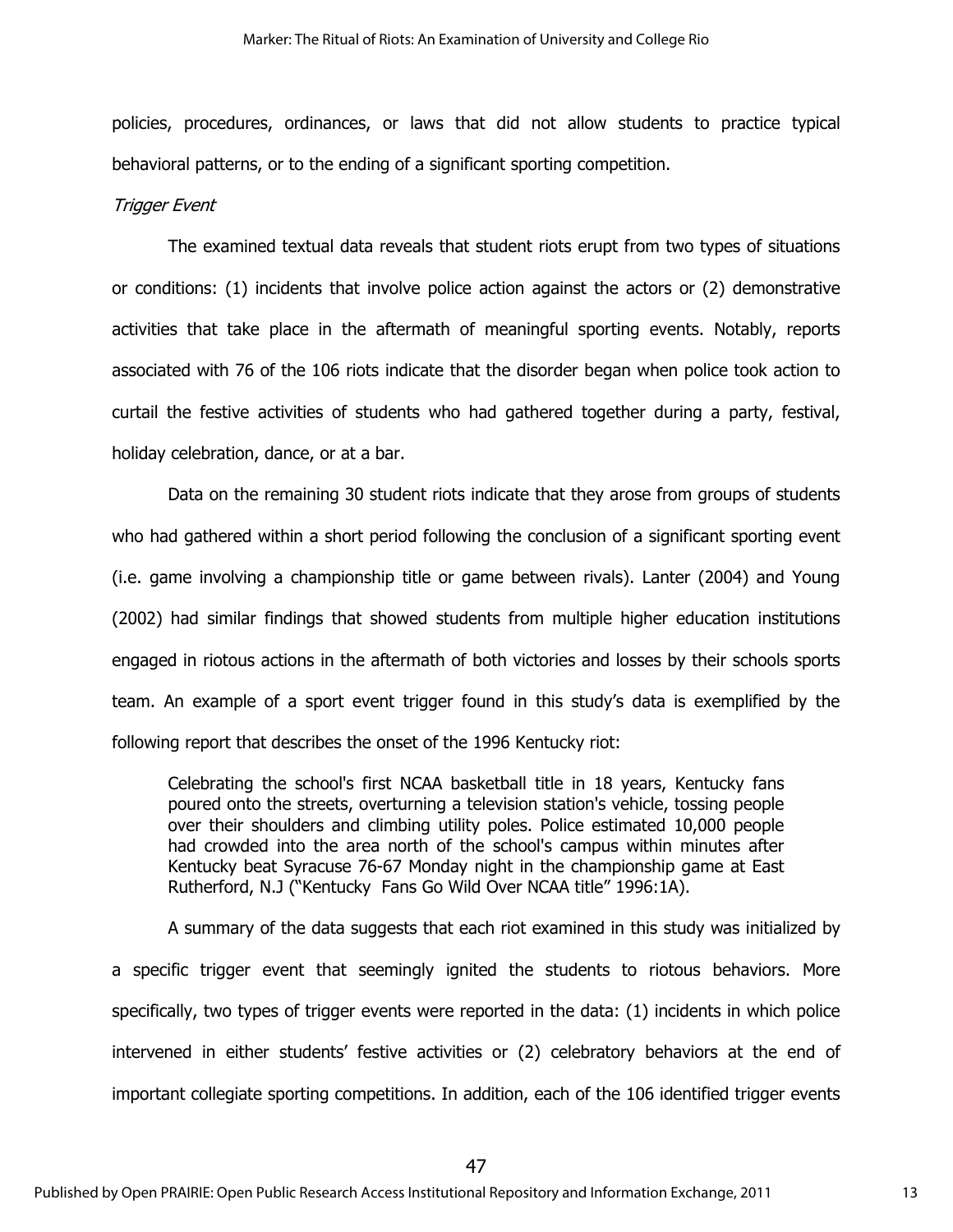policies, procedures, ordinances, or laws that did not allow students to practice typical behavioral patterns, or to the ending of a significant sporting competition.

*Trigger Event*

The examined textual data reveals that student riots erupt from two types of situations or conditions: (1) incidents that involve police action against the actors or (2) demonstrative activities that take place in the aftermath of meaningful sporting events. Notably, reports associated with 76 of the 106 riots indicate that the disorder began when police took action to curtail the festive activities of students who had gathered together during a party, festival, holiday celebration, dance, or at a bar.

Data on the remaining 30 student riots indicate that they arose from groups of students who had gathered within a short period following the conclusion of a significant sporting event (i.e. game involving a championship title or game between rivals). Lanter (2004) and Young (2002) had similar findings that showed students from multiple higher education institutions engaged in riotous actions in the aftermath of both victories and losses by their schools sports team. An example of a sport event trigger found in this study's data is exemplified by the following report that describes the onset of the 1996 Kentucky riot:

> Celebrating the school's first NCAA basketball title in 18 years, Kentucky fans poured onto the streets, overturning a television station's vehicle, tossing people over their shoulders and climbing utility poles. Police estimated 10,000 people had crowded into the area north of the school's campus within minutes after Kentucky beat Syracuse 76-67 Monday night in the championship game at East Rutherford, N.J ("Kentucky Fans Go Wild Over NCAA title" 1996:1A).

A summary of the data suggests that each riot examined in this study was initialized by a specific trigger event that seemingly ignited the students to riotous behaviors. More specifically, two types of trigger events were reported in the data: (1) incidents in which police intervened in either students' festive activities or (2) celebratory behaviors at the end of important collegiate sporting competitions. In addition, each of the 106 identified trigger events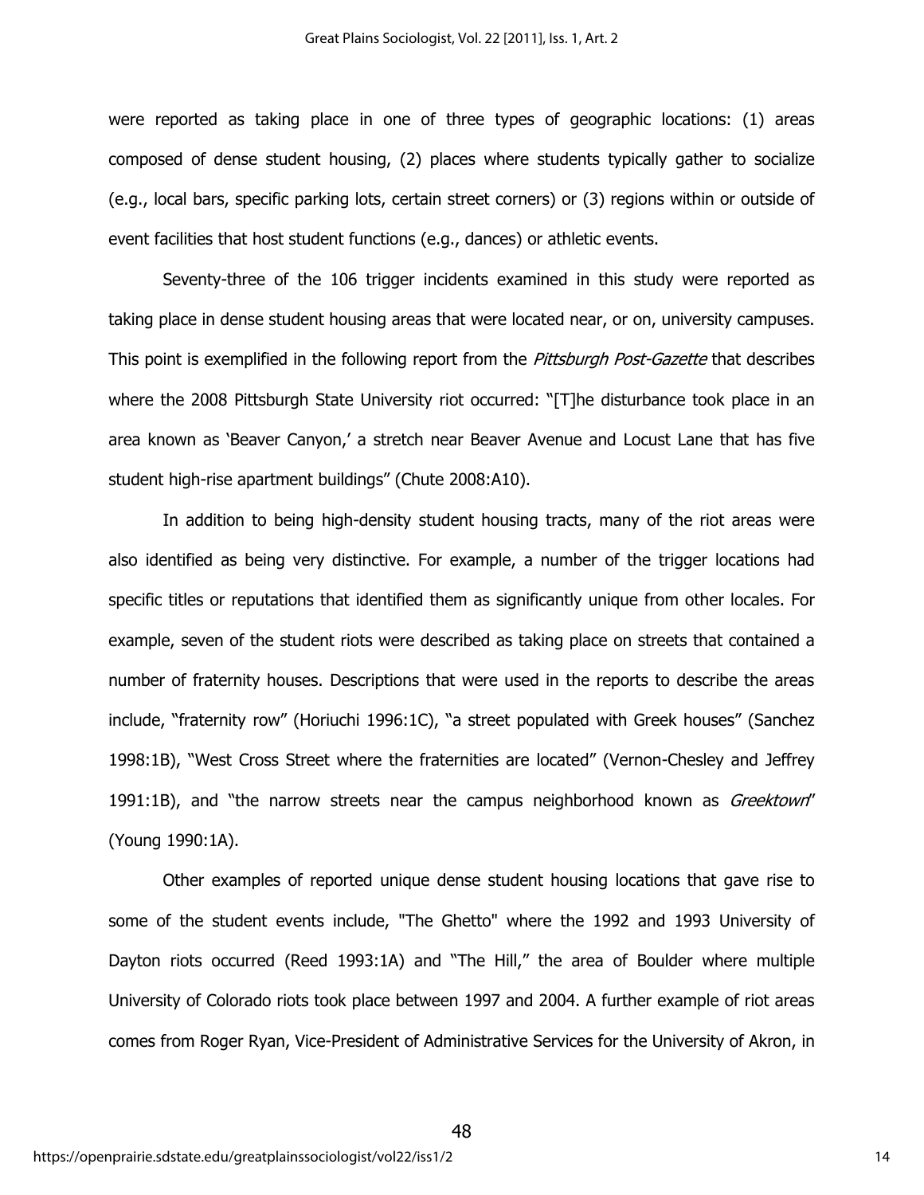were reported as taking place in one of three types of geographic locations: (1) areas composed of dense student housing, (2) places where students typically gather to socialize (e.g., local bars, specific parking lots, certain street corners) or (3) regions within or outside of event facilities that host student functions (e.g., dances) or athletic events.

Seventy-three of the 106 trigger incidents examined in this study were reported as taking place in dense student housing areas that were located near, or on, university campuses. This point is exemplified in the following report from the *Pittsburgh Post-Gazette* that describes where the 2008 Pittsburgh State University riot occurred: "[T]he disturbance took place in an area known as 'Beaver Canyon,' a stretch near Beaver Avenue and Locust Lane that has five student high-rise apartment buildings" (Chute 2008:A10).

In addition to being high-density student housing tracts, many of the riot areas were also identified as being very distinctive. For example, a number of the trigger locations had specific titles or reputations that identified them as significantly unique from other locales. For example, seven of the student riots were described as taking place on streets that contained a number of fraternity houses. Descriptions that were used in the reports to describe the areas include, "fraternity row" (Horiuchi 1996:1C), "a street populated with Greek houses" (Sanchez 1998:1B), "West Cross Street where the fraternities are located" (Vernon-Chesley and Jeffrey 1991:1B), and "the narrow streets near the campus neighborhood known as *Greektown*" (Young 1990:1A).

Other examples of reported unique dense student housing locations that gave rise to some of the student events include, "The Ghetto" where the 1992 and 1993 University of Dayton riots occurred (Reed 1993:1A) and "The Hill," the area of Boulder where multiple University of Colorado riots took place between 1997 and 2004. A further example of riot areas comes from Roger Ryan, Vice-President of Administrative Services for the University of Akron, in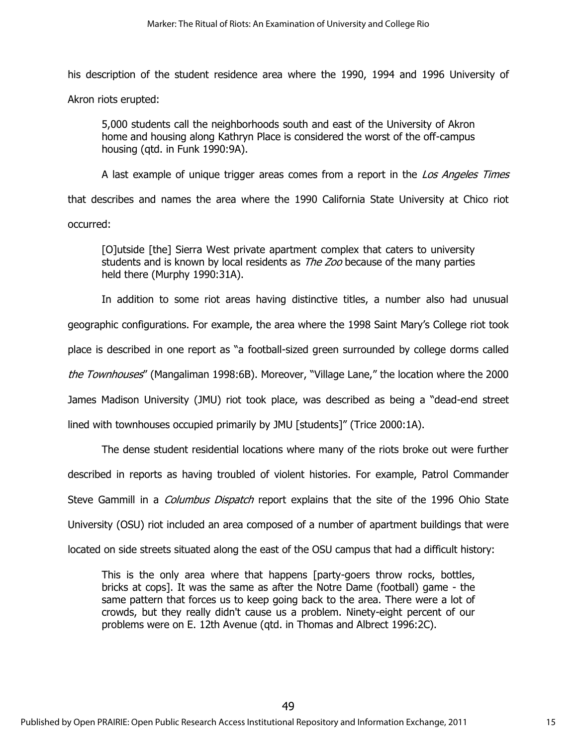his description of the student residence area where the 1990, 1994 and 1996 University of Akron riots erupted:

> 5,000 students call the neighborhoods south and east of the University of Akron home and housing along Kathryn Place is considered the worst of the off-campus housing (qtd. in Funk 1990:9A).

A last example of unique trigger areas comes from a report in the *Los Angeles Times* that describes and names the area where the 1990 California State University at Chico riot occurred:

> [O]utside [the] Sierra West private apartment complex that caters to university students and is known by local residents as *The Zoo* because of the many parties held there (Murphy 1990:31A).

In addition to some riot areas having distinctive titles, a number also had unusual geographic configurations. For example, the area where the 1998 Saint Mary's College riot took place is described in one report as "a football-sized green surrounded by college dorms called *the Townhouses*" (Mangaliman 1998:6B). Moreover, "Village Lane," the location where the 2000 James Madison University (JMU) riot took place, was described as being a "dead-end street lined with townhouses occupied primarily by JMU [students]" (Trice 2000:1A).

The dense student residential locations where many of the riots broke out were further described in reports as having troubled of violent histories. For example, Patrol Commander Steve Gammill in a *Columbus Dispatch* report explains that the site of the 1996 Ohio State University (OSU) riot included an area composed of a number of apartment buildings that were located on side streets situated along the east of the OSU campus that had a difficult history:

> This is the only area where that happens [party-goers throw rocks, bottles, bricks at cops]. It was the same as after the Notre Dame (football) game - the same pattern that forces us to keep going back to the area. There were a lot of crowds, but they really didn't cause us a problem. Ninety-eight percent of our problems were on E. 12th Avenue (qtd. in Thomas and Albrect 1996:2C).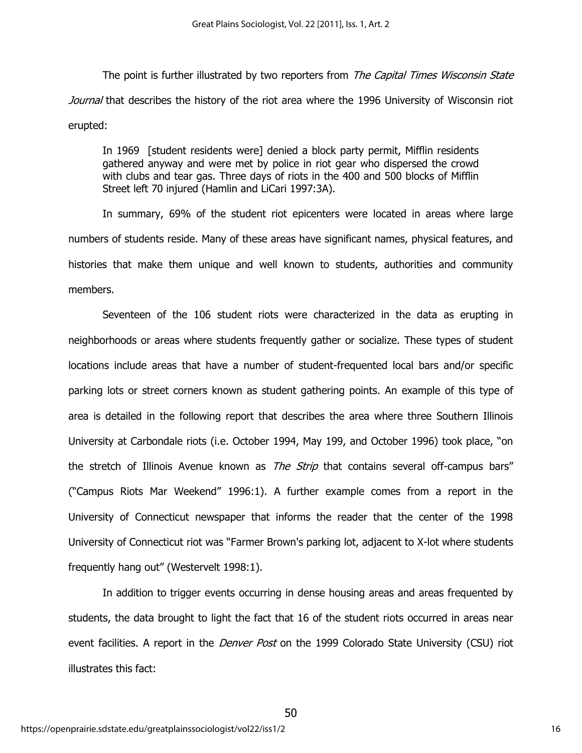The point is further illustrated by two reporters from *The Capital Times Wisconsin State Journal* that describes the history of the riot area where the 1996 University of Wisconsin riot erupted:

> In 1969 [student residents were] denied a block party permit, Mifflin residents gathered anyway and were met by police in riot gear who dispersed the crowd with clubs and tear gas. Three days of riots in the 400 and 500 blocks of Mifflin Street left 70 injured (Hamlin and LiCari 1997:3A).

In summary, 69% of the student riot epicenters were located in areas where large numbers of students reside. Many of these areas have significant names, physical features, and histories that make them unique and well known to students, authorities and community members.

Seventeen of the 106 student riots were characterized in the data as erupting in neighborhoods or areas where students frequently gather or socialize. These types of student locations include areas that have a number of student-frequented local bars and/or specific parking lots or street corners known as student gathering points. An example of this type of area is detailed in the following report that describes the area where three Southern Illinois University at Carbondale riots (i.e. October 1994, May 199, and October 1996) took place, "on the stretch of Illinois Avenue known as *The Strip* that contains several off-campus bars" ("Campus Riots Mar Weekend" 1996:1). A further example comes from a report in the University of Connecticut newspaper that informs the reader that the center of the 1998 University of Connecticut riot was "Farmer Brown's parking lot, adjacent to X-lot where students frequently hang out" (Westervelt 1998:1).

In addition to trigger events occurring in dense housing areas and areas frequented by students, the data brought to light the fact that 16 of the student riots occurred in areas near event facilities. A report in the *Denver Post* on the 1999 Colorado State University (CSU) riot illustrates this fact: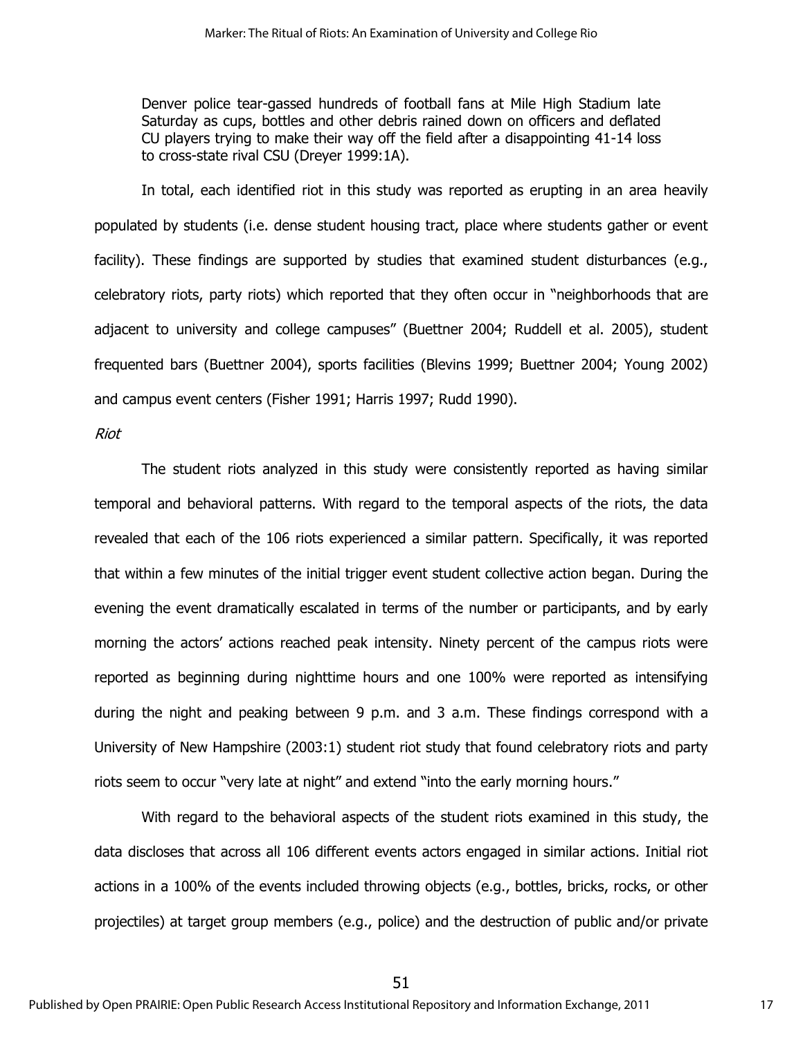> Denver police tear-gassed hundreds of football fans at Mile High Stadium late Saturday as cups, bottles and other debris rained down on officers and deflated CU players trying to make their way off the field after a disappointing 41-14 loss to cross-state rival CSU (Dreyer 1999:1A).

In total, each identified riot in this study was reported as erupting in an area heavily populated by students (i.e. dense student housing tract, place where students gather or event facility). These findings are supported by studies that examined student disturbances (e.g., celebratory riots, party riots) which reported that they often occur in "neighborhoods that are adjacent to university and college campuses" (Buettner 2004; Ruddell et al. 2005), student frequented bars (Buettner 2004), sports facilities (Blevins 1999; Buettner 2004; Young 2002) and campus event centers (Fisher 1991; Harris 1997; Rudd 1990).

*Riot*

The student riots analyzed in this study were consistently reported as having similar temporal and behavioral patterns. With regard to the temporal aspects of the riots, the data revealed that each of the 106 riots experienced a similar pattern. Specifically, it was reported that within a few minutes of the initial trigger event student collective action began. During the evening the event dramatically escalated in terms of the number or participants, and by early morning the actors' actions reached peak intensity. Ninety percent of the campus riots were reported as beginning during nighttime hours and one 100% were reported as intensifying during the night and peaking between 9 p.m. and 3 a.m. These findings correspond with a University of New Hampshire (2003:1) student riot study that found celebratory riots and party riots seem to occur "very late at night" and extend "into the early morning hours."

With regard to the behavioral aspects of the student riots examined in this study, the data discloses that across all 106 different events actors engaged in similar actions. Initial riot actions in a 100% of the events included throwing objects (e.g., bottles, bricks, rocks, or other projectiles) at target group members (e.g., police) and the destruction of public and/or private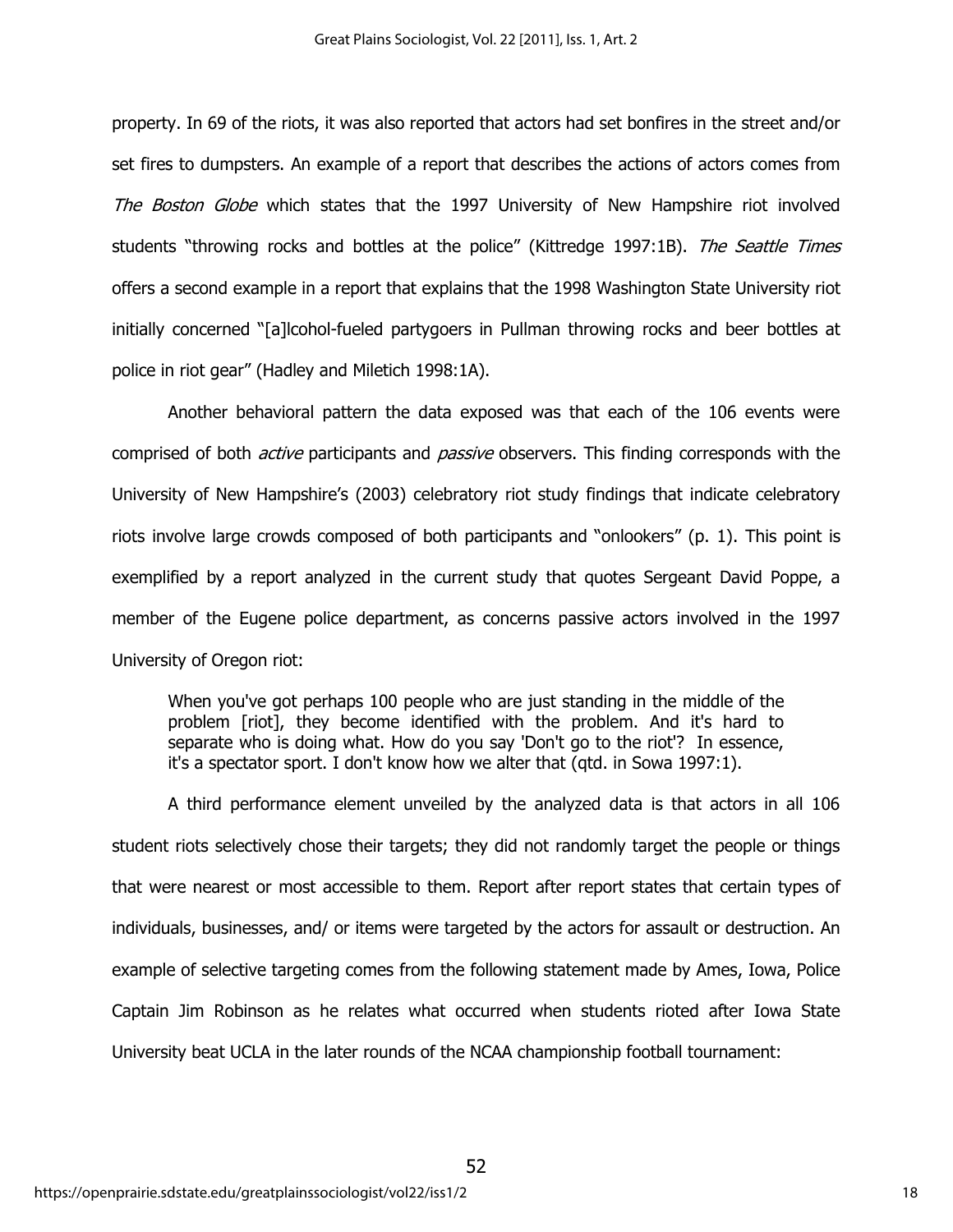property. In 69 of the riots, it was also reported that actors had set bonfires in the street and/or set fires to dumpsters. An example of a report that describes the actions of actors comes from *The Boston Globe* which states that the 1997 University of New Hampshire riot involved students "throwing rocks and bottles at the police" (Kittredge 1997:1B). *The Seattle Times* offers a second example in a report that explains that the 1998 Washington State University riot initially concerned "[a]lcohol-fueled partygoers in Pullman throwing rocks and beer bottles at police in riot gear" (Hadley and Miletich 1998:1A).

Another behavioral pattern the data exposed was that each of the 106 events were comprised of both *active* participants and *passive* observers. This finding corresponds with the University of New Hampshire's (2003) celebratory riot study findings that indicate celebratory riots involve large crowds composed of both participants and "onlookers" (p. 1). This point is exemplified by a report analyzed in the current study that quotes Sergeant David Poppe, a member of the Eugene police department, as concerns passive actors involved in the 1997 University of Oregon riot:

> When you've got perhaps 100 people who are just standing in the middle of the problem [riot], they become identified with the problem. And it's hard to separate who is doing what. How do you say 'Don't go to the riot'? In essence, it's a spectator sport. I don't know how we alter that (qtd. in Sowa 1997:1).

A third performance element unveiled by the analyzed data is that actors in all 106 student riots selectively chose their targets; they did not randomly target the people or things that were nearest or most accessible to them. Report after report states that certain types of individuals, businesses, and/ or items were targeted by the actors for assault or destruction. An example of selective targeting comes from the following statement made by Ames, Iowa, Police Captain Jim Robinson as he relates what occurred when students rioted after Iowa State University beat UCLA in the later rounds of the NCAA championship football tournament: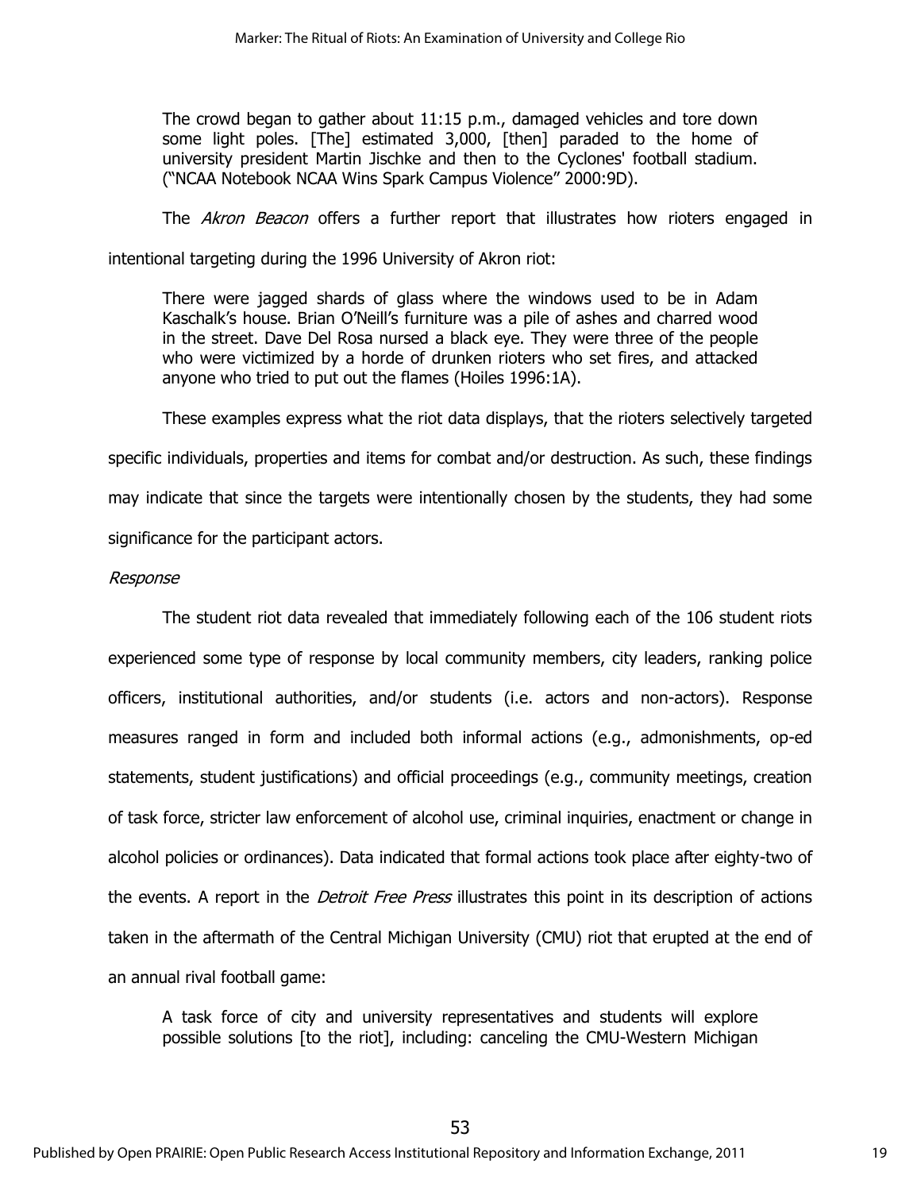> The crowd began to gather about 11:15 p.m., damaged vehicles and tore down some light poles. [The] estimated 3,000, [then] paraded to the home of university president Martin Jischke and then to the Cyclones' football stadium. ("NCAA Notebook NCAA Wins Spark Campus Violence" 2000:9D).

The *Akron Beacon* offers a further report that illustrates how rioters engaged in intentional targeting during the 1996 University of Akron riot:

> There were jagged shards of glass where the windows used to be in Adam Kaschalk's house. Brian O'Neill's furniture was a pile of ashes and charred wood in the street. Dave Del Rosa nursed a black eye. They were three of the people who were victimized by a horde of drunken rioters who set fires, and attacked anyone who tried to put out the flames (Hoiles 1996:1A).

These examples express what the riot data displays, that the rioters selectively targeted specific individuals, properties and items for combat and/or destruction. As such, these findings may indicate that since the targets were intentionally chosen by the students, they had some significance for the participant actors.

*Response*

The student riot data revealed that immediately following each of the 106 student riots experienced some type of response by local community members, city leaders, ranking police officers, institutional authorities, and/or students (i.e. actors and non-actors). Response measures ranged in form and included both informal actions (e.g., admonishments, op-ed statements, student justifications) and official proceedings (e.g., community meetings, creation of task force, stricter law enforcement of alcohol use, criminal inquiries, enactment or change in alcohol policies or ordinances). Data indicated that formal actions took place after eighty-two of the events. A report in the *Detroit Free Press* illustrates this point in its description of actions taken in the aftermath of the Central Michigan University (CMU) riot that erupted at the end of an annual rival football game:

> A task force of city and university representatives and students will explore possible solutions [to the riot], including: canceling the CMU-Western Michigan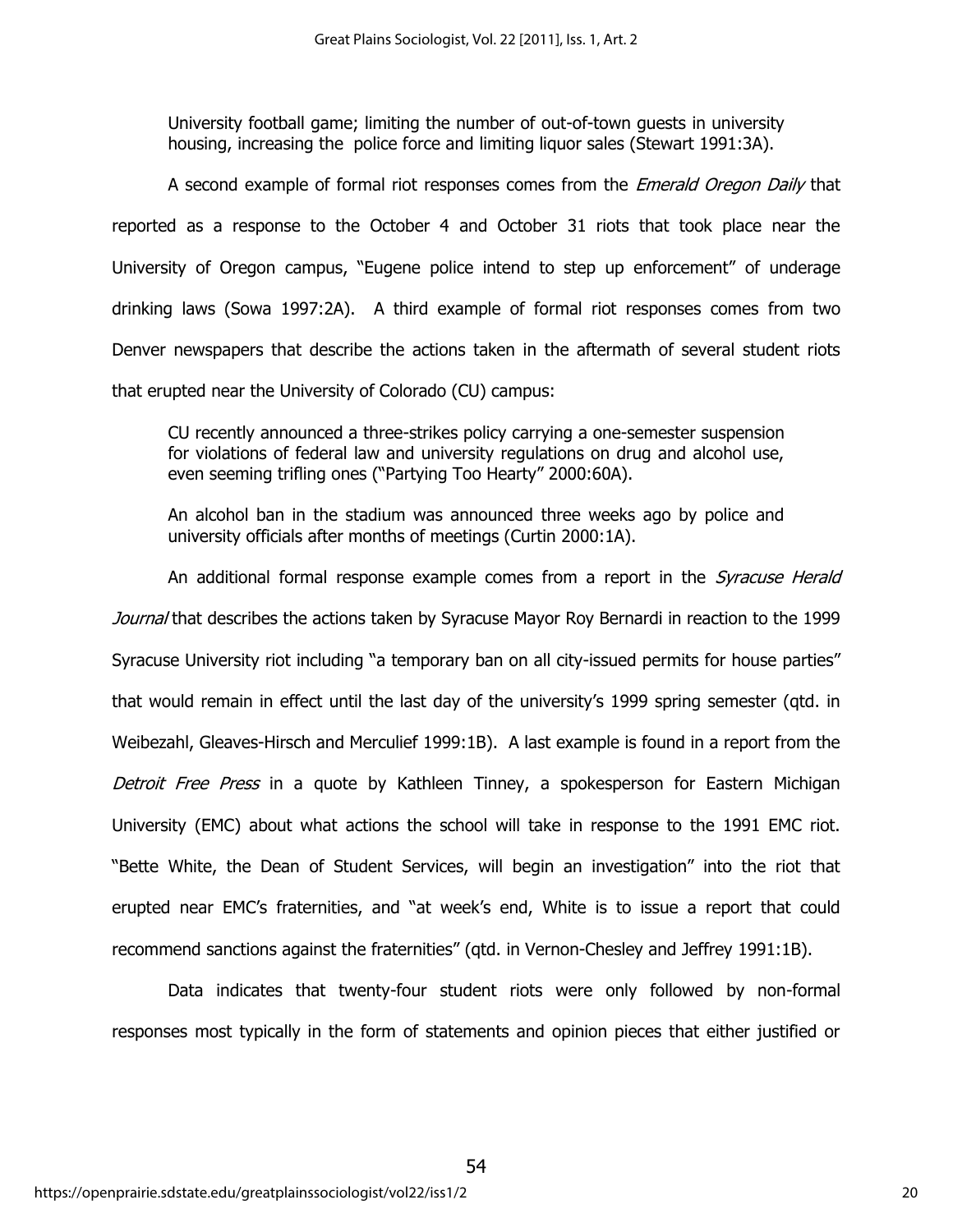> University football game; limiting the number of out-of-town guests in university housing, increasing the police force and limiting liquor sales (Stewart 1991:3A).

A second example of formal riot responses comes from the *Emerald Oregon Daily* that reported as a response to the October 4 and October 31 riots that took place near the University of Oregon campus, "Eugene police intend to step up enforcement" of underage drinking laws (Sowa 1997:2A). A third example of formal riot responses comes from two Denver newspapers that describe the actions taken in the aftermath of several student riots that erupted near the University of Colorado (CU) campus:

> CU recently announced a three-strikes policy carrying a one-semester suspension for violations of federal law and university regulations on drug and alcohol use, even seeming trifling ones ("Partying Too Hearty" 2000:60A).

> An alcohol ban in the stadium was announced three weeks ago by police and university officials after months of meetings (Curtin 2000:1A).

An additional formal response example comes from a report in the *Syracuse Herald Journal* that describes the actions taken by Syracuse Mayor Roy Bernardi in reaction to the 1999 Syracuse University riot including "a temporary ban on all city-issued permits for house parties" that would remain in effect until the last day of the university's 1999 spring semester (qtd. in Weibezahl, Gleaves-Hirsch and Merculief 1999:1B). A last example is found in a report from the *Detroit Free Press* in a quote by Kathleen Tinney, a spokesperson for Eastern Michigan University (EMC) about what actions the school will take in response to the 1991 EMC riot. "Bette White, the Dean of Student Services, will begin an investigation" into the riot that erupted near EMC's fraternities, and "at week's end, White is to issue a report that could recommend sanctions against the fraternities" (qtd. in Vernon-Chesley and Jeffrey 1991:1B).

Data indicates that twenty-four student riots were only followed by non-formal responses most typically in the form of statements and opinion pieces that either justified or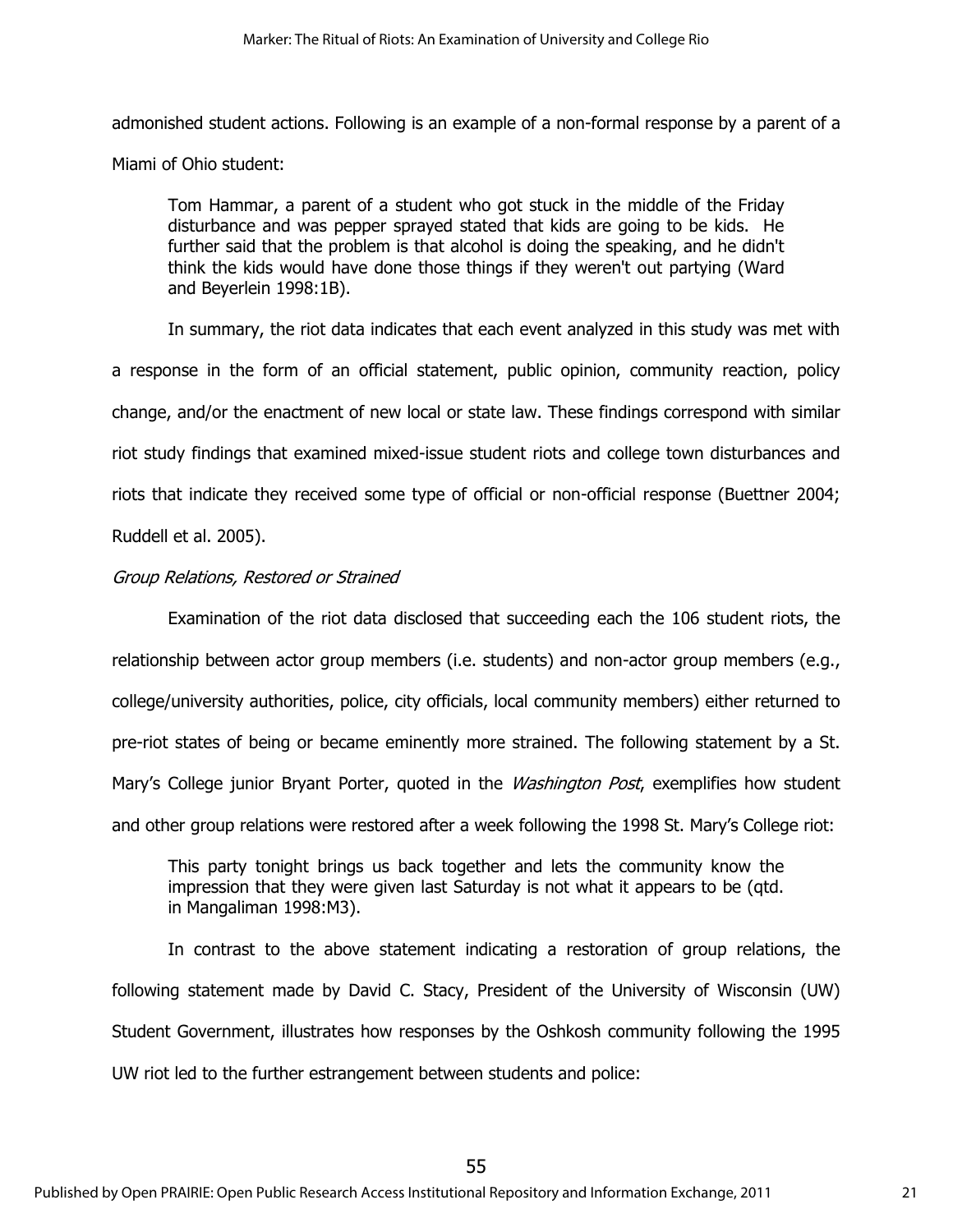admonished student actions. Following is an example of a non-formal response by a parent of a Miami of Ohio student:

> Tom Hammar, a parent of a student who got stuck in the middle of the Friday disturbance and was pepper sprayed stated that kids are going to be kids. He further said that the problem is that alcohol is doing the speaking, and he didn't think the kids would have done those things if they weren't out partying (Ward and Beyerlein 1998:1B).

In summary, the riot data indicates that each event analyzed in this study was met with a response in the form of an official statement, public opinion, community reaction, policy change, and/or the enactment of new local or state law. These findings correspond with similar riot study findings that examined mixed-issue student riots and college town disturbances and riots that indicate they received some type of official or non-official response (Buettner 2004; Ruddell et al. 2005).

*Group Relations, Restored or Strained*

Examination of the riot data disclosed that succeeding each the 106 student riots, the relationship between actor group members (i.e. students) and non-actor group members (e.g., college/university authorities, police, city officials, local community members) either returned to pre-riot states of being or became eminently more strained. The following statement by a St. Mary's College junior Bryant Porter, quoted in the *Washington Post*, exemplifies how student and other group relations were restored after a week following the 1998 St. Mary's College riot:

> This party tonight brings us back together and lets the community know the impression that they were given last Saturday is not what it appears to be (qtd. in Mangaliman 1998:M3).

In contrast to the above statement indicating a restoration of group relations, the following statement made by David C. Stacy, President of the University of Wisconsin (UW) Student Government, illustrates how responses by the Oshkosh community following the 1995 UW riot led to the further estrangement between students and police: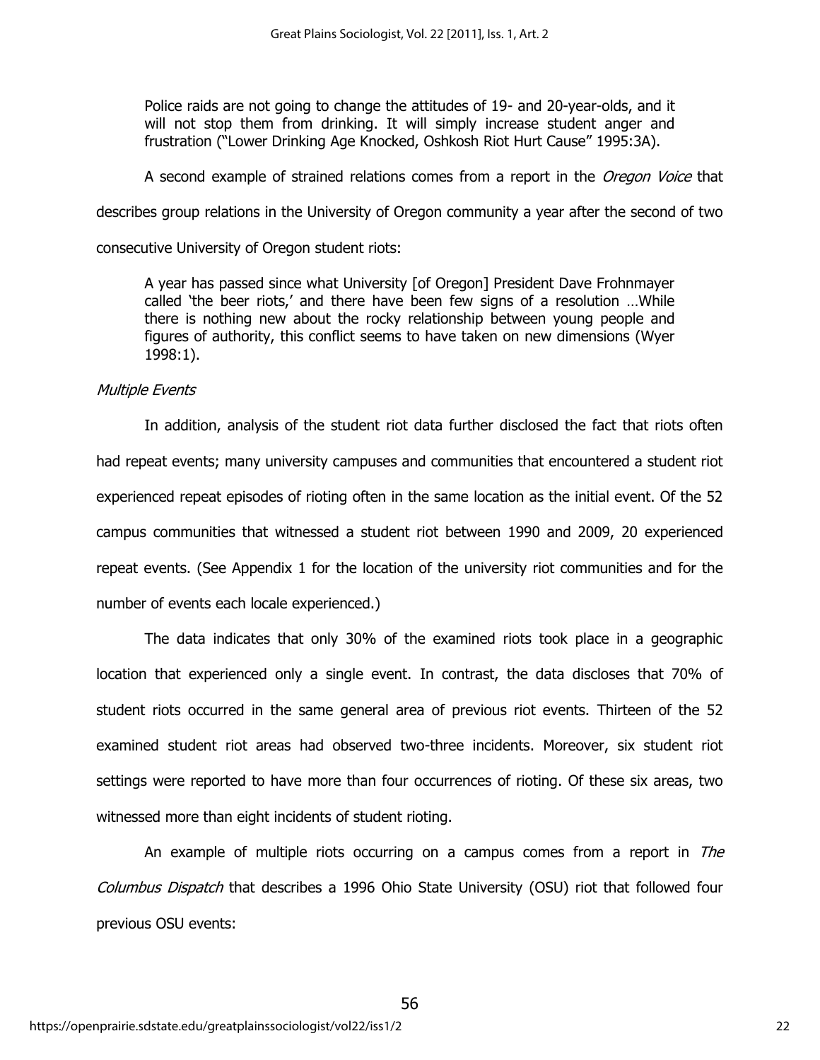> Police raids are not going to change the attitudes of 19- and 20-year-olds, and it will not stop them from drinking. It will simply increase student anger and frustration ("Lower Drinking Age Knocked, Oshkosh Riot Hurt Cause" 1995:3A).

A second example of strained relations comes from a report in the *Oregon Voice* that describes group relations in the University of Oregon community a year after the second of two consecutive University of Oregon student riots:

> A year has passed since what University [of Oregon] President Dave Frohnmayer called 'the beer riots,' and there have been few signs of a resolution …While there is nothing new about the rocky relationship between young people and figures of authority, this conflict seems to have taken on new dimensions (Wyer 1998:1).

*Multiple Events*

In addition, analysis of the student riot data further disclosed the fact that riots often had repeat events; many university campuses and communities that encountered a student riot experienced repeat episodes of rioting often in the same location as the initial event. Of the 52 campus communities that witnessed a student riot between 1990 and 2009, 20 experienced repeat events. (See Appendix 1 for the location of the university riot communities and for the number of events each locale experienced.)

The data indicates that only 30% of the examined riots took place in a geographic location that experienced only a single event. In contrast, the data discloses that 70% of student riots occurred in the same general area of previous riot events. Thirteen of the 52 examined student riot areas had observed two-three incidents. Moreover, six student riot settings were reported to have more than four occurrences of rioting. Of these six areas, two witnessed more than eight incidents of student rioting.

An example of multiple riots occurring on a campus comes from a report in *The Columbus Dispatch* that describes a 1996 Ohio State University (OSU) riot that followed four previous OSU events: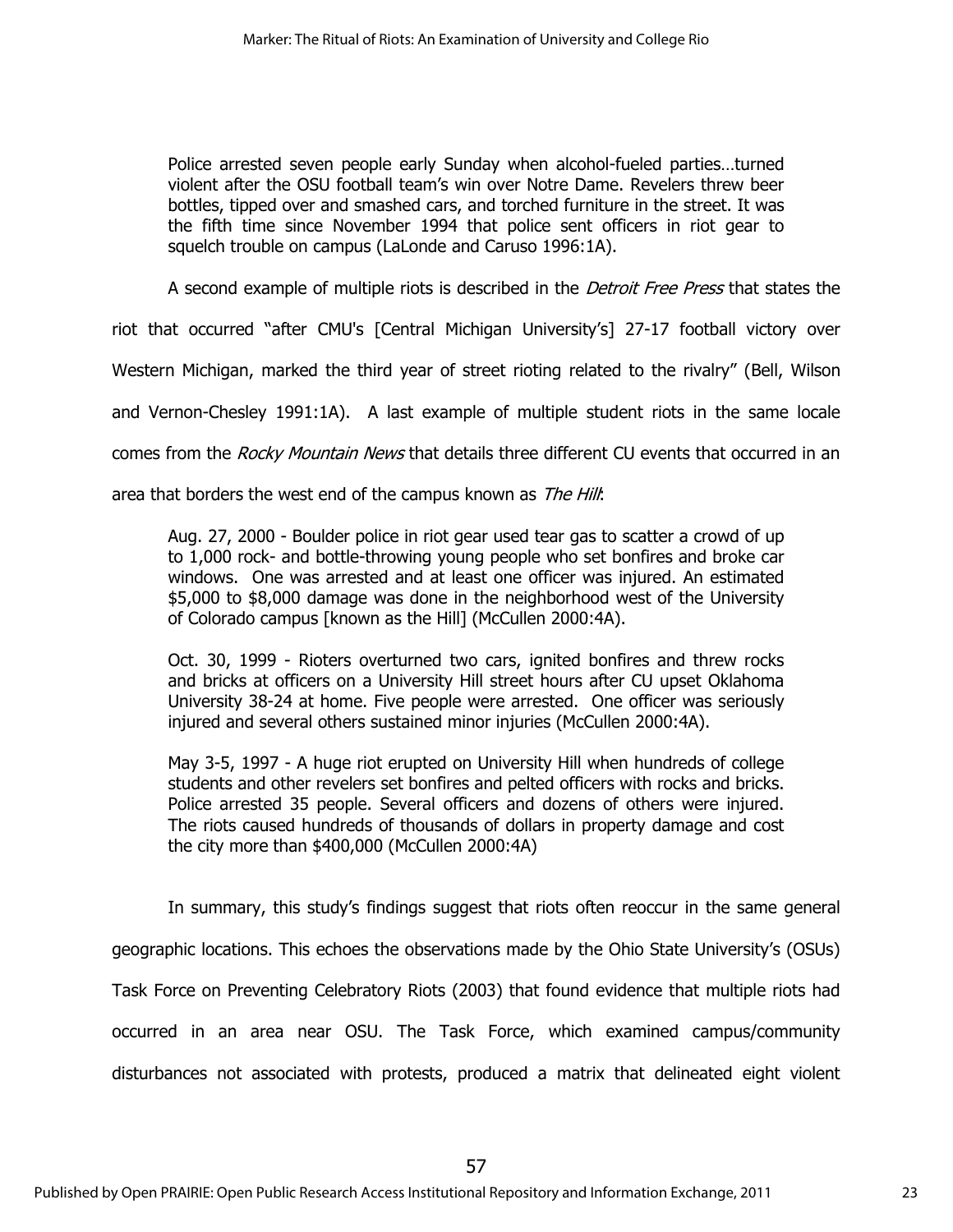> Police arrested seven people early Sunday when alcohol-fueled parties…turned violent after the OSU football team's win over Notre Dame. Revelers threw beer bottles, tipped over and smashed cars, and torched furniture in the street. It was the fifth time since November 1994 that police sent officers in riot gear to squelch trouble on campus (LaLonde and Caruso 1996:1A).

A second example of multiple riots is described in the *Detroit Free Press* that states the riot that occurred "after CMU's [Central Michigan University's] 27-17 football victory over Western Michigan, marked the third year of street rioting related to the rivalry" (Bell, Wilson and Vernon-Chesley 1991:1A). A last example of multiple student riots in the same locale comes from the *Rocky Mountain News* that details three different CU events that occurred in an area that borders the west end of the campus known as *The Hill*:

> Aug. 27, 2000 - Boulder police in riot gear used tear gas to scatter a crowd of up to 1,000 rock- and bottle-throwing young people who set bonfires and broke car windows. One was arrested and at least one officer was injured. An estimated $5,000 to $8,000 damage was done in the neighborhood west of the University of Colorado campus [known as the Hill] (McCullen 2000:4A).
>
> Oct. 30, 1999 - Rioters overturned two cars, ignited bonfires and threw rocks and bricks at officers on a University Hill street hours after CU upset Oklahoma University 38-24 at home. Five people were arrested. One officer was seriously injured and several others sustained minor injuries (McCullen 2000:4A).
>
> May 3-5, 1997 - A huge riot erupted on University Hill when hundreds of college students and other revelers set bonfires and pelted officers with rocks and bricks. Police arrested 35 people. Several officers and dozens of others were injured. The riots caused hundreds of thousands of dollars in property damage and cost the city more than $400,000 (McCullen 2000:4A)

In summary, this study's findings suggest that riots often reoccur in the same general geographic locations. This echoes the observations made by the Ohio State University's (OSUs) Task Force on Preventing Celebratory Riots (2003) that found evidence that multiple riots had occurred in an area near OSU. The Task Force, which examined campus/community disturbances not associated with protests, produced a matrix that delineated eight violent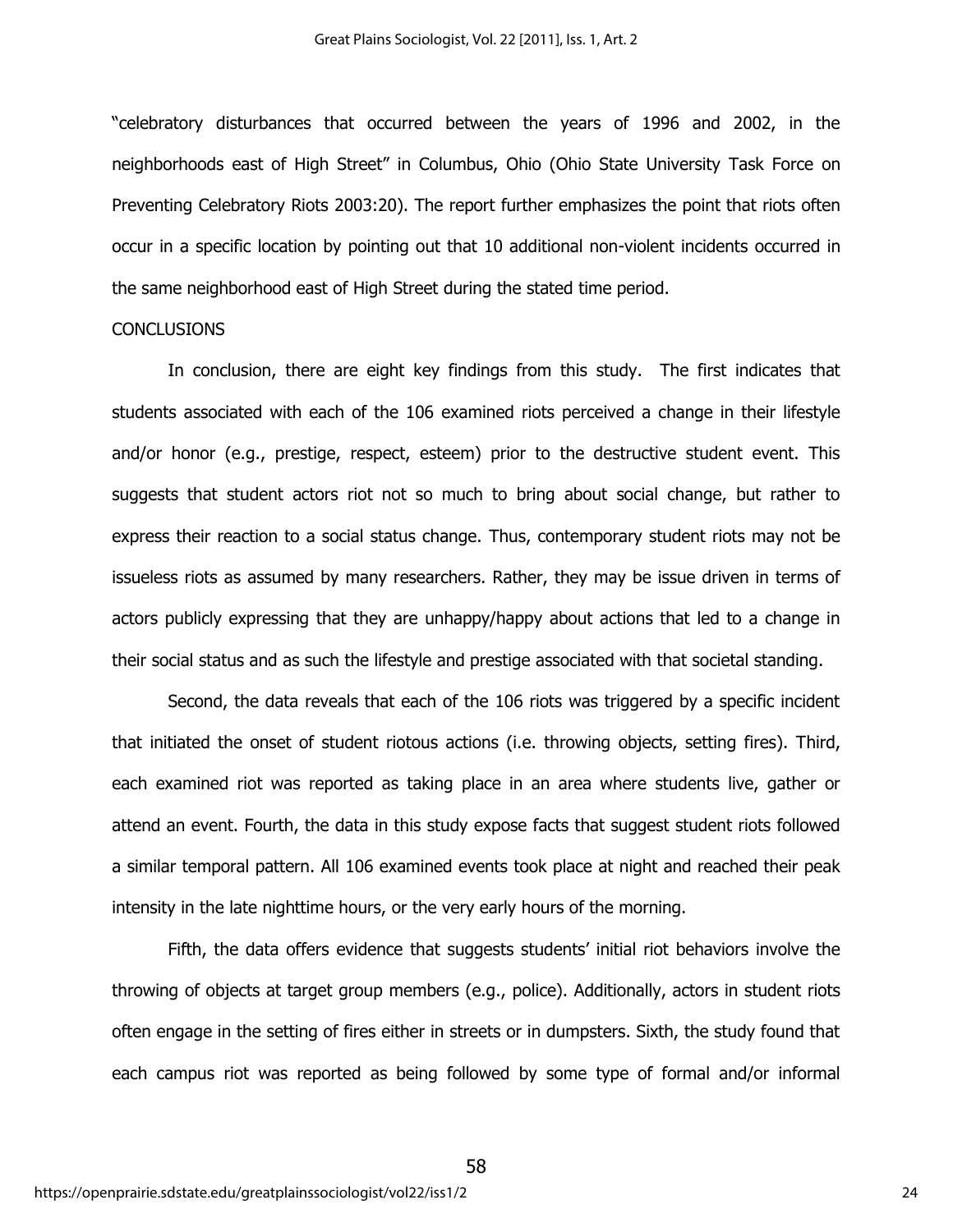"celebratory disturbances that occurred between the years of 1996 and 2002, in the neighborhoods east of High Street" in Columbus, Ohio (Ohio State University Task Force on Preventing Celebratory Riots 2003:20). The report further emphasizes the point that riots often occur in a specific location by pointing out that 10 additional non-violent incidents occurred in the same neighborhood east of High Street during the stated time period.

## CONCLUSIONS

In conclusion, there are eight key findings from this study. The first indicates that students associated with each of the 106 examined riots perceived a change in their lifestyle and/or honor (e.g., prestige, respect, esteem) prior to the destructive student event. This suggests that student actors riot not so much to bring about social change, but rather to express their reaction to a social status change. Thus, contemporary student riots may not be issueless riots as assumed by many researchers. Rather, they may be issue driven in terms of actors publicly expressing that they are unhappy/happy about actions that led to a change in their social status and as such the lifestyle and prestige associated with that societal standing.

Second, the data reveals that each of the 106 riots was triggered by a specific incident that initiated the onset of student riotous actions (i.e. throwing objects, setting fires). Third, each examined riot was reported as taking place in an area where students live, gather or attend an event. Fourth, the data in this study expose facts that suggest student riots followed a similar temporal pattern. All 106 examined events took place at night and reached their peak intensity in the late nighttime hours, or the very early hours of the morning.

Fifth, the data offers evidence that suggests students' initial riot behaviors involve the throwing of objects at target group members (e.g., police). Additionally, actors in student riots often engage in the setting of fires either in streets or in dumpsters. Sixth, the study found that each campus riot was reported as being followed by some type of formal and/or informal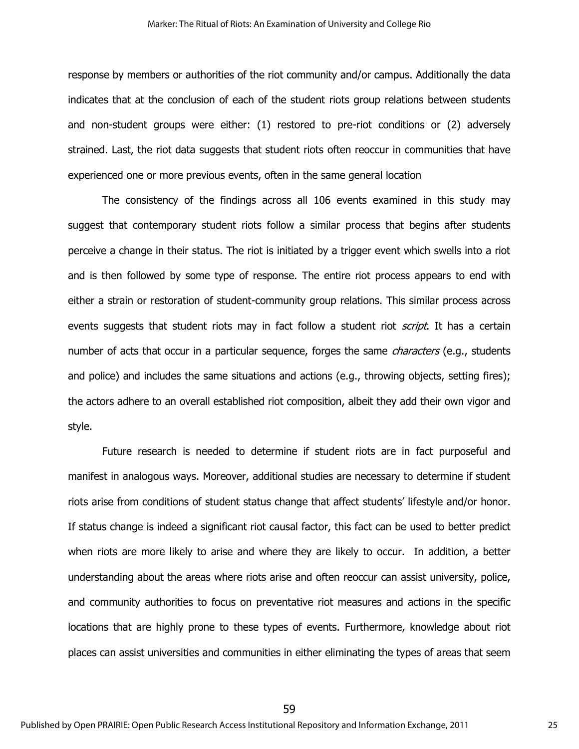response by members or authorities of the riot community and/or campus. Additionally the data indicates that at the conclusion of each of the student riots group relations between students and non-student groups were either: (1) restored to pre-riot conditions or (2) adversely strained. Last, the riot data suggests that student riots often reoccur in communities that have experienced one or more previous events, often in the same general location

The consistency of the findings across all 106 events examined in this study may suggest that contemporary student riots follow a similar process that begins after students perceive a change in their status. The riot is initiated by a trigger event which swells into a riot and is then followed by some type of response. The entire riot process appears to end with either a strain or restoration of student-community group relations. This similar process across events suggests that student riots may in fact follow a student riot *script*. It has a certain number of acts that occur in a particular sequence, forges the same *characters* (e.g., students and police) and includes the same situations and actions (e.g., throwing objects, setting fires); the actors adhere to an overall established riot composition, albeit they add their own vigor and style.

Future research is needed to determine if student riots are in fact purposeful and manifest in analogous ways. Moreover, additional studies are necessary to determine if student riots arise from conditions of student status change that affect students' lifestyle and/or honor. If status change is indeed a significant riot causal factor, this fact can be used to better predict when riots are more likely to arise and where they are likely to occur. In addition, a better understanding about the areas where riots arise and often reoccur can assist university, police, and community authorities to focus on preventative riot measures and actions in the specific locations that are highly prone to these types of events. Furthermore, knowledge about riot places can assist universities and communities in either eliminating the types of areas that seem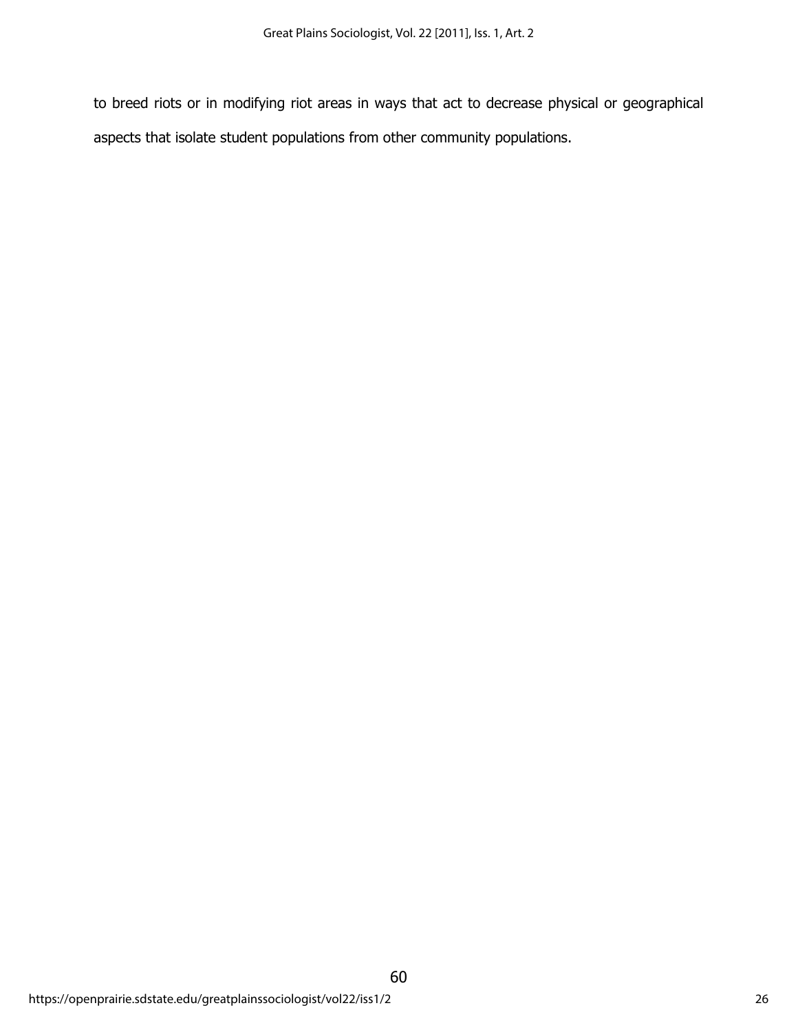to breed riots or in modifying riot areas in ways that act to decrease physical or geographical aspects that isolate student populations from other community populations.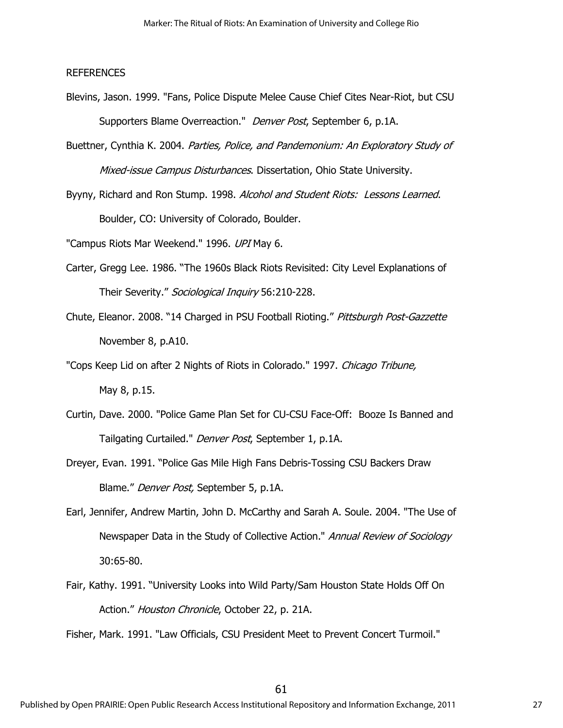REFERENCES

Blevins, Jason. 1999. "Fans, Police Dispute Melee Cause Chief Cites Near-Riot, but CSU Supporters Blame Overreaction." *Denver Post*, September 6, p.1A.

Buettner, Cynthia K. 2004. *Parties, Police, and Pandemonium: An Exploratory Study of Mixed-issue Campus Disturbances*. Dissertation, Ohio State University.

Byyny, Richard and Ron Stump. 1998. *Alcohol and Student Riots: Lessons Learned*. Boulder, CO: University of Colorado, Boulder.

"Campus Riots Mar Weekend." 1996. *UPI* May 6.

Carter, Gregg Lee. 1986. "The 1960s Black Riots Revisited: City Level Explanations of Their Severity." *Sociological Inquiry* 56:210-228.

Chute, Eleanor. 2008. "14 Charged in PSU Football Rioting." *Pittsburgh Post-Gazzette* November 8, p.A10.

"Cops Keep Lid on after 2 Nights of Riots in Colorado." 1997. *Chicago Tribune,* May 8, p.15.

Curtin, Dave. 2000. "Police Game Plan Set for CU-CSU Face-Off: Booze Is Banned and Tailgating Curtailed." *Denver Post*, September 1, p.1A.

Dreyer, Evan. 1991. "Police Gas Mile High Fans Debris-Tossing CSU Backers Draw Blame." *Denver Post,* September 5, p.1A.

Earl, Jennifer, Andrew Martin, John D. McCarthy and Sarah A. Soule. 2004. "The Use of Newspaper Data in the Study of Collective Action." *Annual Review of Sociology* 30:65-80.

Fair, Kathy. 1991. "University Looks into Wild Party/Sam Houston State Holds Off On Action." *Houston Chronicle*, October 22, p. 21A.

Fisher, Mark. 1991. "Law Officials, CSU President Meet to Prevent Concert Turmoil."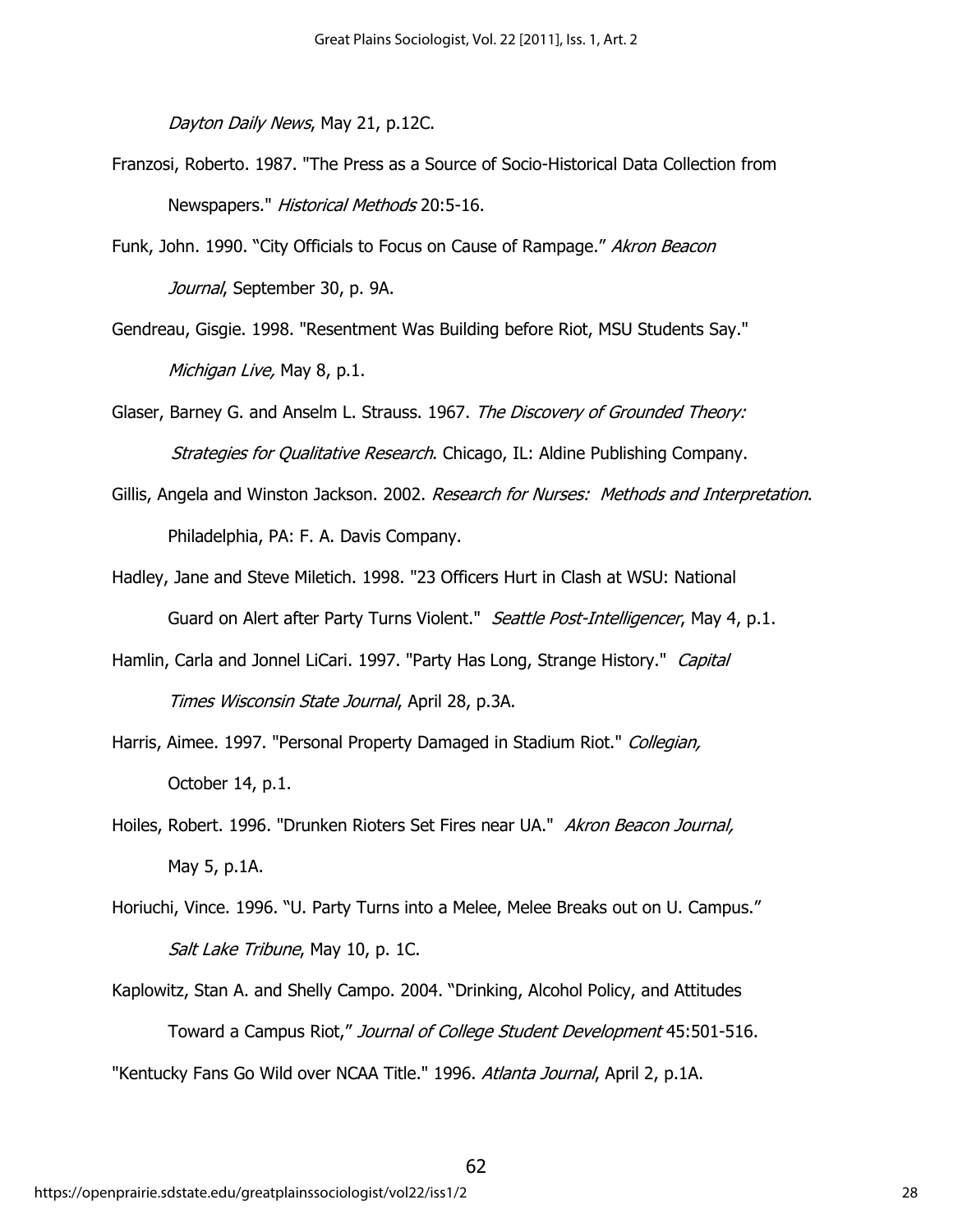*Dayton Daily News*, May 21, p.12C.

Franzosi, Roberto. 1987. "The Press as a Source of Socio-Historical Data Collection from Newspapers." *Historical Methods* 20:5-16.

Funk, John. 1990. "City Officials to Focus on Cause of Rampage." *Akron Beacon Journal*, September 30, p. 9A.

Gendreau, Gisgie. 1998. "Resentment Was Building before Riot, MSU Students Say." *Michigan Live,* May 8, p.1.

Glaser, Barney G. and Anselm L. Strauss. 1967. *The Discovery of Grounded Theory: Strategies for Qualitative Research*. Chicago, IL: Aldine Publishing Company.

Gillis, Angela and Winston Jackson. 2002. *Research for Nurses: Methods and Interpretation*. Philadelphia, PA: F. A. Davis Company.

Hadley, Jane and Steve Miletich. 1998. "23 Officers Hurt in Clash at WSU: National Guard on Alert after Party Turns Violent." *Seattle Post-Intelligencer*, May 4, p.1.

Hamlin, Carla and Jonnel LiCari. 1997. "Party Has Long, Strange History." *Capital Times Wisconsin State Journal*, April 28, p.3A.

Harris, Aimee. 1997. "Personal Property Damaged in Stadium Riot." *Collegian,* October 14, p.1.

Hoiles, Robert. 1996. "Drunken Rioters Set Fires near UA." *Akron Beacon Journal,* May 5, p.1A.

Horiuchi, Vince. 1996. "U. Party Turns into a Melee, Melee Breaks out on U. Campus." *Salt Lake Tribune*, May 10, p. 1C.

Kaplowitz, Stan A. and Shelly Campo. 2004. "Drinking, Alcohol Policy, and Attitudes Toward a Campus Riot," *Journal of College Student Development* 45:501-516.

"Kentucky Fans Go Wild over NCAA Title." 1996. *Atlanta Journal*, April 2, p.1A.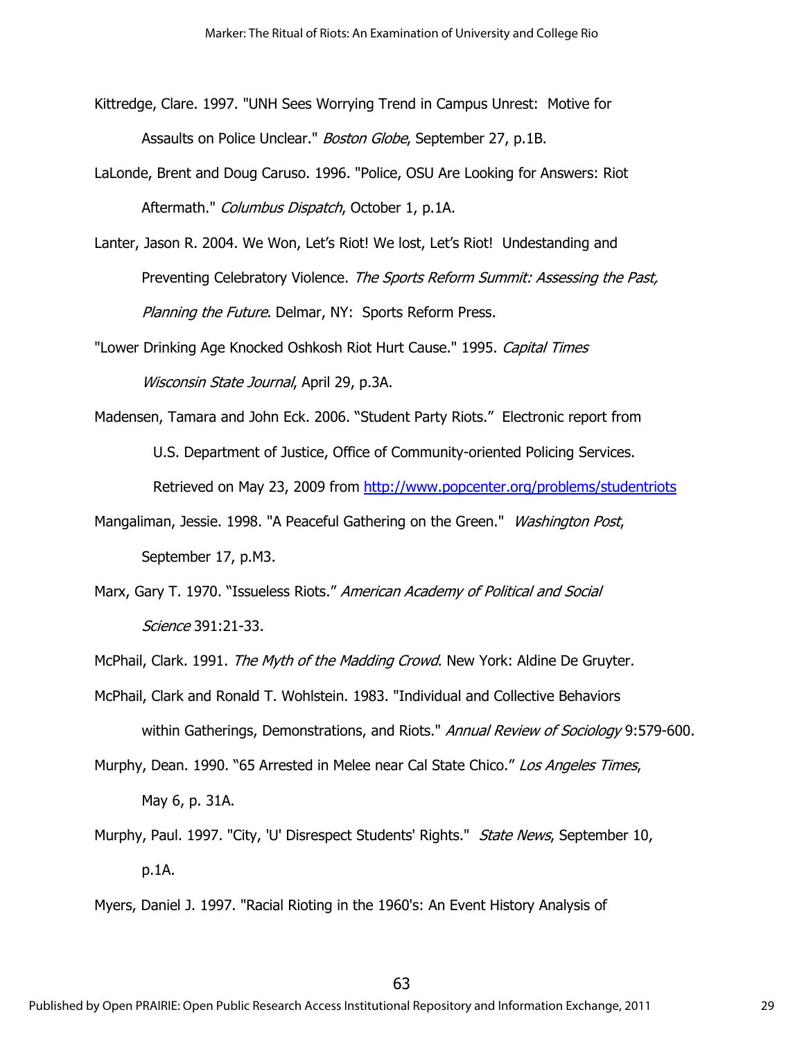Kittredge, Clare. 1997. "UNH Sees Worrying Trend in Campus Unrest: Motive for Assaults on Police Unclear." *Boston Globe*, September 27, p.1B.

LaLonde, Brent and Doug Caruso. 1996. "Police, OSU Are Looking for Answers: Riot Aftermath." *Columbus Dispatch*, October 1, p.1A.

Lanter, Jason R. 2004. We Won, Let's Riot! We lost, Let's Riot! Undestanding and Preventing Celebratory Violence. *The Sports Reform Summit: Assessing the Past, Planning the Future*. Delmar, NY: Sports Reform Press.

"Lower Drinking Age Knocked Oshkosh Riot Hurt Cause." 1995. *Capital Times Wisconsin State Journal*, April 29, p.3A.

Madensen, Tamara and John Eck. 2006. "Student Party Riots." Electronic report from U.S. Department of Justice, Office of Community-oriented Policing Services. Retrieved on May 23, 2009 from http://www.popcenter.org/problems/studentriots

Mangaliman, Jessie. 1998. "A Peaceful Gathering on the Green." *Washington Post*, September 17, p.M3.

Marx, Gary T. 1970. "Issueless Riots." *American Academy of Political and Social Science* 391:21-33.

McPhail, Clark. 1991. *The Myth of the Madding Crowd*. New York: Aldine De Gruyter.

McPhail, Clark and Ronald T. Wohlstein. 1983. "Individual and Collective Behaviors within Gatherings, Demonstrations, and Riots." *Annual Review of Sociology* 9:579-600.

Murphy, Dean. 1990. "65 Arrested in Melee near Cal State Chico." *Los Angeles Times*, May 6, p. 31A.

Murphy, Paul. 1997. "City, 'U' Disrespect Students' Rights." *State News*, September 10, p.1A.

Myers, Daniel J. 1997. "Racial Rioting in the 1960's: An Event History Analysis of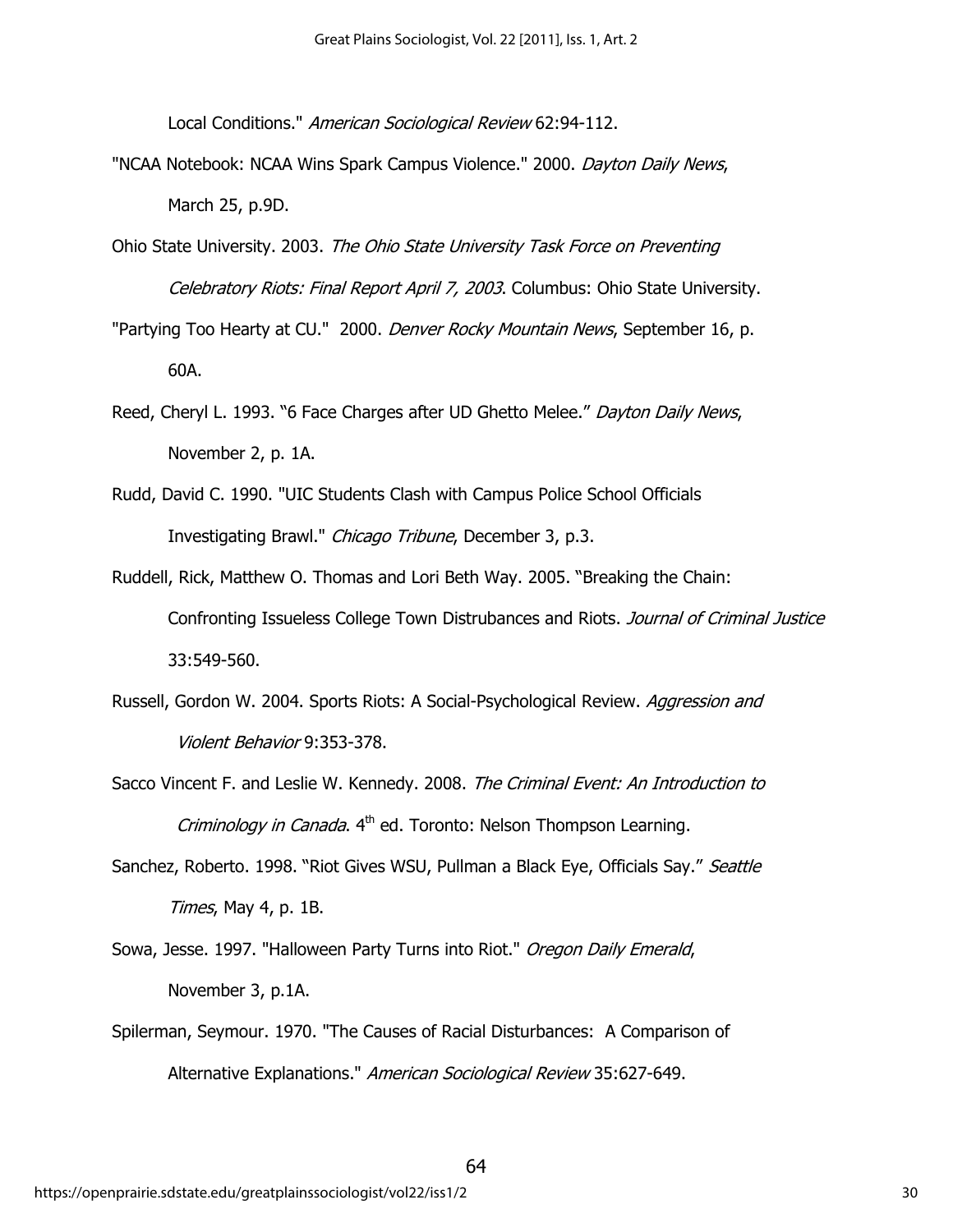Local Conditions." *American Sociological Review* 62:94-112.

"NCAA Notebook: NCAA Wins Spark Campus Violence." 2000. *Dayton Daily News*, March 25, p.9D.

Ohio State University. 2003. *The Ohio State University Task Force on Preventing Celebratory Riots: Final Report April 7, 2003*. Columbus: Ohio State University.

"Partying Too Hearty at CU." 2000. *Denver Rocky Mountain News*, September 16, p. 60A.

Reed, Cheryl L. 1993. "6 Face Charges after UD Ghetto Melee." *Dayton Daily News*, November 2, p. 1A.

Rudd, David C. 1990. "UIC Students Clash with Campus Police School Officials Investigating Brawl." *Chicago Tribune*, December 3, p.3.

Ruddell, Rick, Matthew O. Thomas and Lori Beth Way. 2005. "Breaking the Chain: Confronting Issueless College Town Distrubances and Riots. *Journal of Criminal Justice* 33:549-560.

Russell, Gordon W. 2004. Sports Riots: A Social-Psychological Review. *Aggression and Violent Behavior* 9:353-378.

Sacco Vincent F. and Leslie W. Kennedy. 2008. *The Criminal Event: An Introduction to Criminology in Canada*. 4th ed. Toronto: Nelson Thompson Learning.

Sanchez, Roberto. 1998. "Riot Gives WSU, Pullman a Black Eye, Officials Say." *Seattle Times*, May 4, p. 1B.

Sowa, Jesse. 1997. "Halloween Party Turns into Riot." *Oregon Daily Emerald*, November 3, p.1A.

Spilerman, Seymour. 1970. "The Causes of Racial Disturbances: A Comparison of Alternative Explanations." *American Sociological Review* 35:627-649.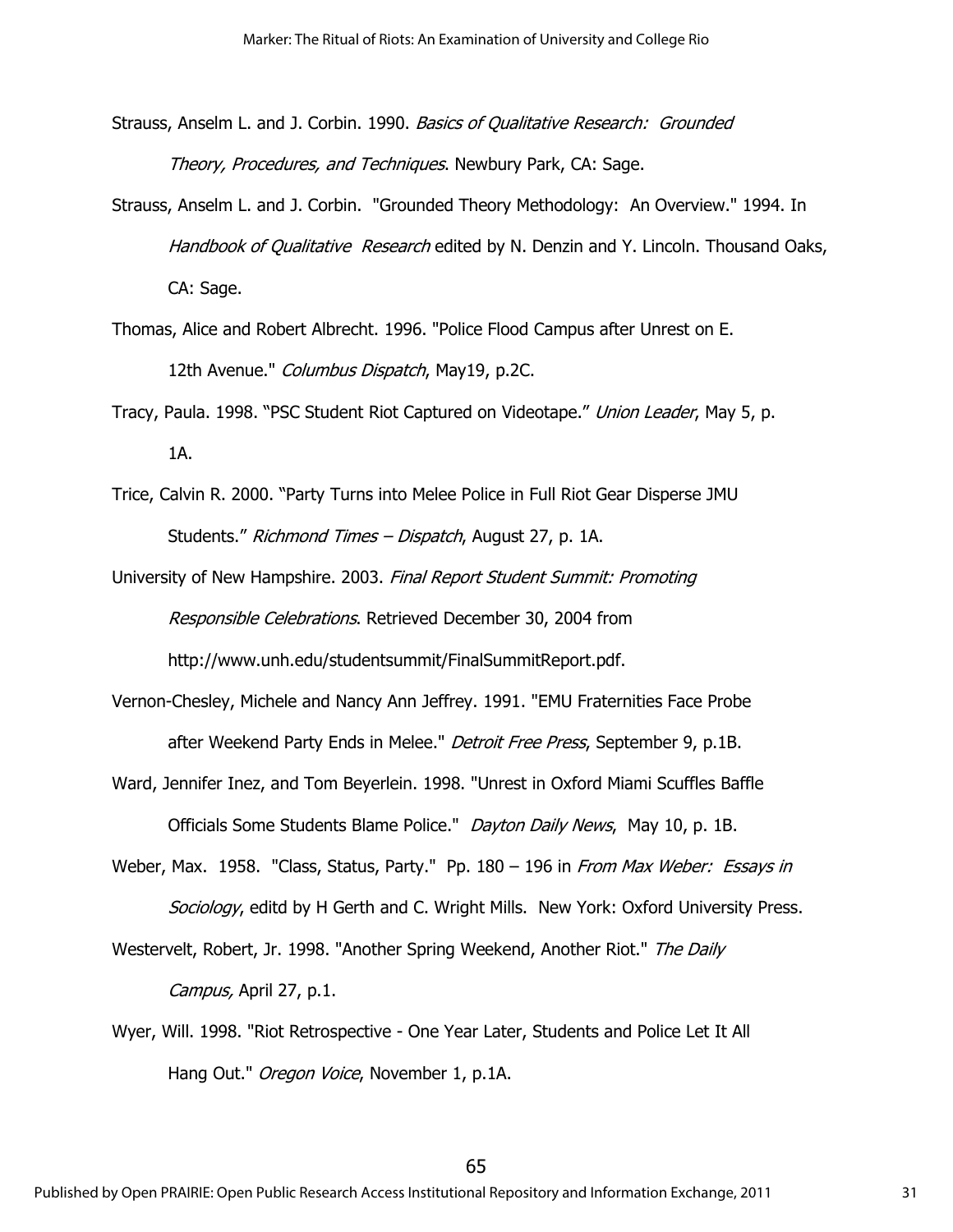Strauss, Anselm L. and J. Corbin. 1990. *Basics of Qualitative Research: Grounded Theory, Procedures, and Techniques*. Newbury Park, CA: Sage.

Strauss, Anselm L. and J. Corbin. "Grounded Theory Methodology: An Overview." 1994. In *Handbook of Qualitative Research* edited by N. Denzin and Y. Lincoln. Thousand Oaks, CA: Sage.

Thomas, Alice and Robert Albrecht. 1996. "Police Flood Campus after Unrest on E. 12th Avenue." *Columbus Dispatch*, May19, p.2C.

Tracy, Paula. 1998. "PSC Student Riot Captured on Videotape." *Union Leader*, May 5, p. 1A.

Trice, Calvin R. 2000. "Party Turns into Melee Police in Full Riot Gear Disperse JMU Students." *Richmond Times – Dispatch*, August 27, p. 1A.

University of New Hampshire. 2003. *Final Report Student Summit: Promoting Responsible Celebrations*. Retrieved December 30, 2004 from http://www.unh.edu/studentsummit/FinalSummitReport.pdf.

Vernon-Chesley, Michele and Nancy Ann Jeffrey. 1991. "EMU Fraternities Face Probe after Weekend Party Ends in Melee." *Detroit Free Press*, September 9, p.1B.

Ward, Jennifer Inez, and Tom Beyerlein. 1998. "Unrest in Oxford Miami Scuffles Baffle Officials Some Students Blame Police." *Dayton Daily News*, May 10, p. 1B.

Weber, Max. 1958. "Class, Status, Party." Pp. 180 – 196 in *From Max Weber: Essays in Sociology*, editd by H Gerth and C. Wright Mills. New York: Oxford University Press.

Westervelt, Robert, Jr. 1998. "Another Spring Weekend, Another Riot." *The Daily Campus,* April 27, p.1.

Wyer, Will. 1998. "Riot Retrospective - One Year Later, Students and Police Let It All Hang Out." *Oregon Voice*, November 1, p.1A.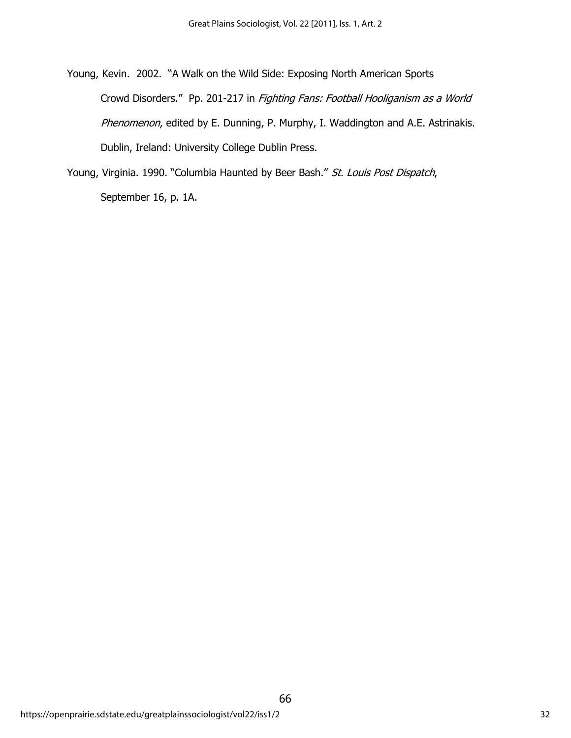Young, Kevin. 2002. "A Walk on the Wild Side: Exposing North American Sports Crowd Disorders." Pp. 201-217 in *Fighting Fans: Football Hooliganism as a World Phenomenon*, edited by E. Dunning, P. Murphy, I. Waddington and A.E. Astrinakis. Dublin, Ireland: University College Dublin Press.

Young, Virginia. 1990. "Columbia Haunted by Beer Bash." *St. Louis Post Dispatch*, September 16, p. 1A.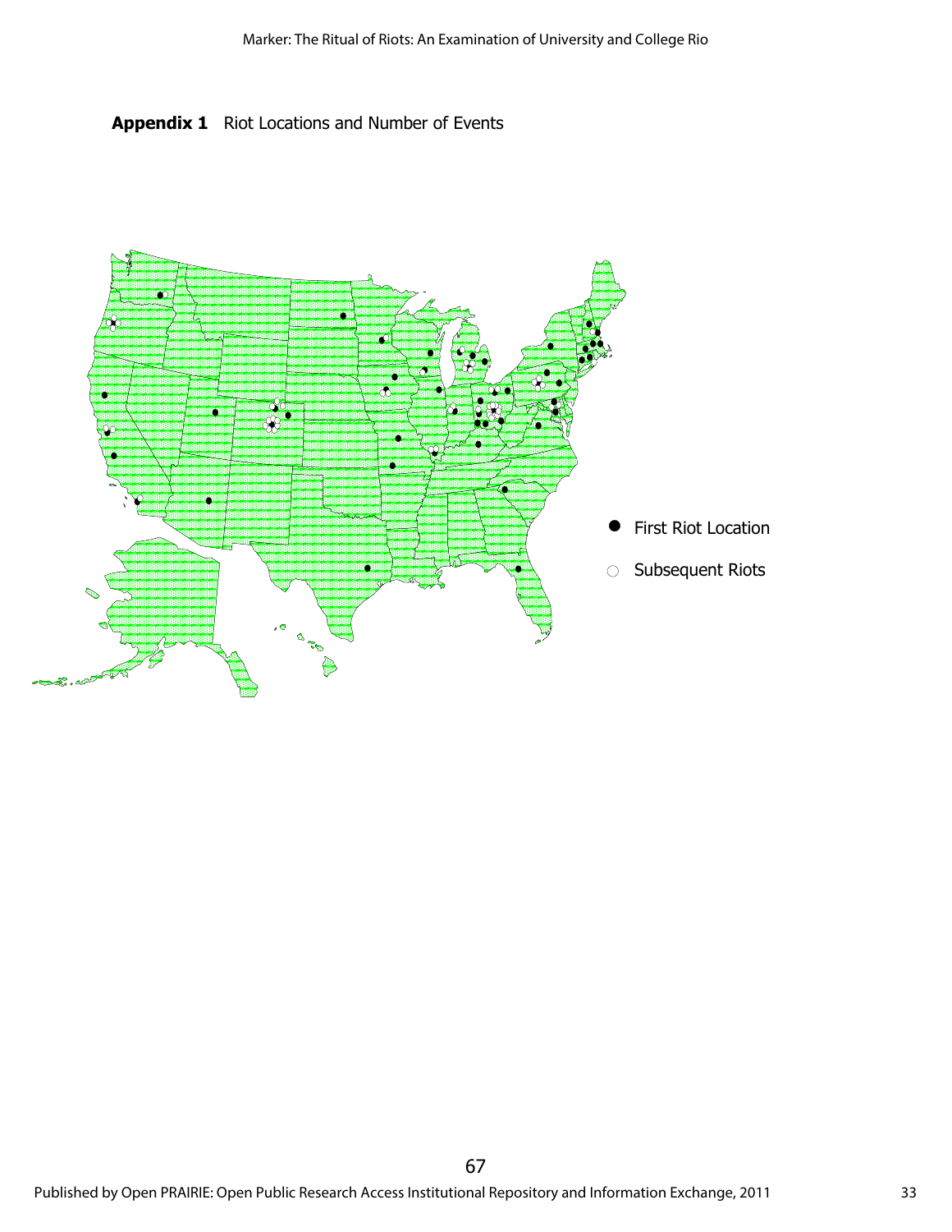**Appendix 1** Riot Locations and Number of Events

First Riot Location

Subsequent Riots